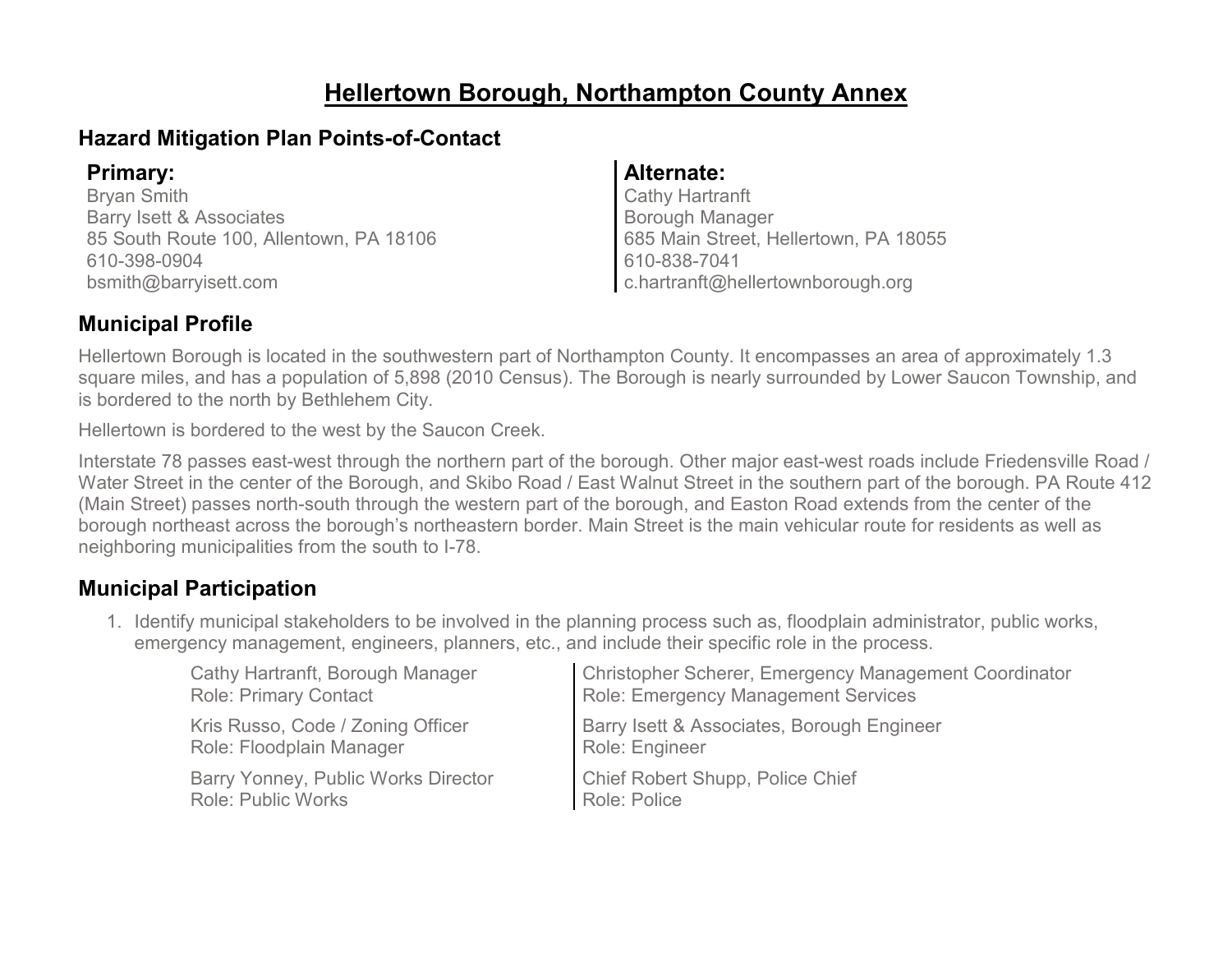# Hellertown Borough, Northampton County Annex

## Hazard Mitigation Plan Points-of-Contact

**Primary:**
Bryan Smith
Barry Isett & Associates
85 South Route 100, Allentown, PA 18106
610-398-0904
bsmith@barryisett.com

**Alternate:**
Cathy Hartranft
Borough Manager
685 Main Street, Hellertown, PA 18055
610-838-7041
c.hartranft@hellertownborough.org

## Municipal Profile

Hellertown Borough is located in the southwestern part of Northampton County. It encompasses an area of approximately 1.3 square miles, and has a population of 5,898 (2010 Census). The Borough is nearly surrounded by Lower Saucon Township, and is bordered to the north by Bethlehem City.

Hellertown is bordered to the west by the Saucon Creek.

Interstate 78 passes east-west through the northern part of the borough. Other major east-west roads include Friedensville Road / Water Street in the center of the Borough, and Skibo Road / East Walnut Street in the southern part of the borough. PA Route 412 (Main Street) passes north-south through the western part of the borough, and Easton Road extends from the center of the borough northeast across the borough's northeastern border. Main Street is the main vehicular route for residents as well as neighboring municipalities from the south to I-78.

## Municipal Participation

1. Identify municipal stakeholders to be involved in the planning process such as, floodplain administrator, public works, emergency management, engineers, planners, etc., and include their specific role in the process.

   Cathy Hartranft, Borough Manager
   Role: Primary Contact

   Kris Russo, Code / Zoning Officer
   Role: Floodplain Manager

   Barry Yonney, Public Works Director
   Role: Public Works

   Christopher Scherer, Emergency Management Coordinator
   Role: Emergency Management Services

   Barry Isett & Associates, Borough Engineer
   Role: Engineer

   Chief Robert Shupp, Police Chief
   Role: Police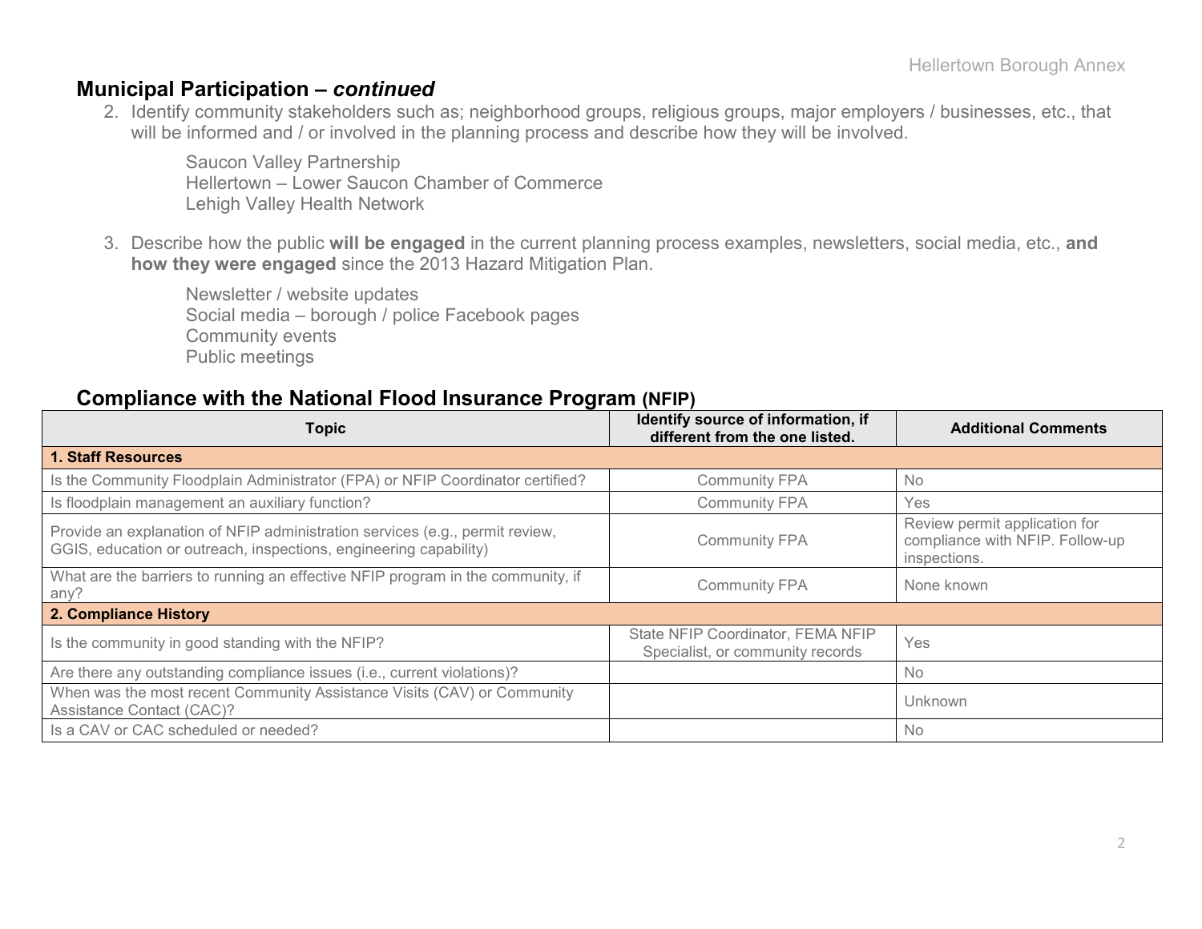## Municipal Participation – *continued*

2. Identify community stakeholders such as; neighborhood groups, religious groups, major employers / businesses, etc., that will be informed and / or involved in the planning process and describe how they will be involved.

   Saucon Valley Partnership
   Hellertown – Lower Saucon Chamber of Commerce
   Lehigh Valley Health Network

3. Describe how the public **will be engaged** in the current planning process examples, newsletters, social media, etc., **and how they were engaged** since the 2013 Hazard Mitigation Plan.

   Newsletter / website updates
   Social media – borough / police Facebook pages
   Community events
   Public meetings

## Compliance with the National Flood Insurance Program (NFIP)

| Topic | Identify source of information, if different from the one listed. | Additional Comments |
|---|---|---|
| **1. Staff Resources** | | |
| Is the Community Floodplain Administrator (FPA) or NFIP Coordinator certified? | Community FPA | No |
| Is floodplain management an auxiliary function? | Community FPA | Yes |
| Provide an explanation of NFIP administration services (e.g., permit review, GGIS, education or outreach, inspections, engineering capability) | Community FPA | Review permit application for compliance with NFIP. Follow-up inspections. |
| What are the barriers to running an effective NFIP program in the community, if any? | Community FPA | None known |
| **2. Compliance History** | | |
| Is the community in good standing with the NFIP? | State NFIP Coordinator, FEMA NFIP Specialist, or community records | Yes |
| Are there any outstanding compliance issues (i.e., current violations)? | | No |
| When was the most recent Community Assistance Visits (CAV) or Community Assistance Contact (CAC)? | | Unknown |
| Is a CAV or CAC scheduled or needed? | | No |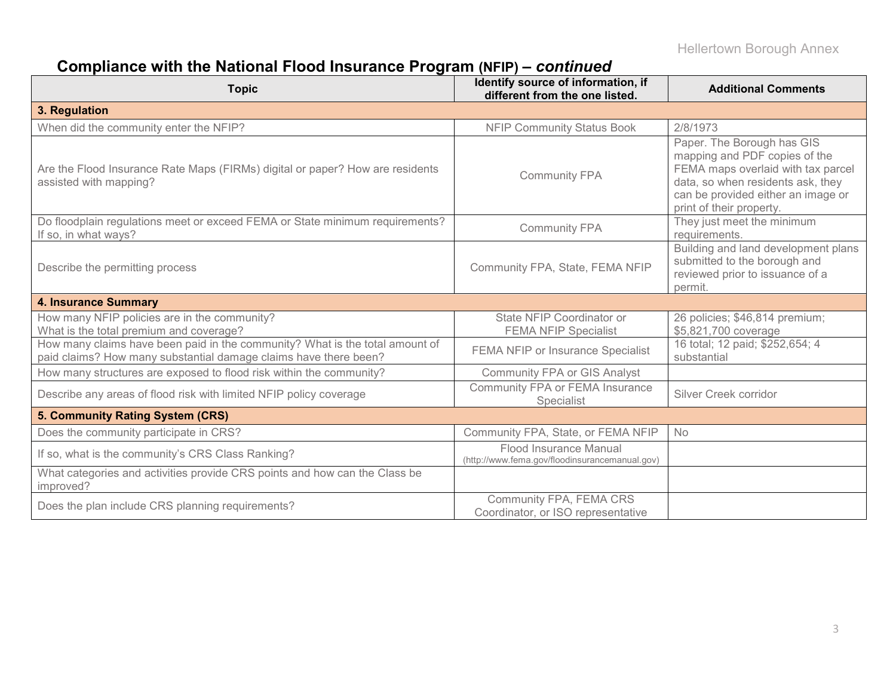## Compliance with the National Flood Insurance Program (NFIP) – *continued*

| Topic | Identify source of information, if different from the one listed. | Additional Comments |
|---|---|---|
| **3. Regulation** | | |
| When did the community enter the NFIP? | NFIP Community Status Book | 2/8/1973 |
| Are the Flood Insurance Rate Maps (FIRMs) digital or paper? How are residents assisted with mapping? | Community FPA | Paper. The Borough has GIS mapping and PDF copies of the FEMA maps overlaid with tax parcel data, so when residents ask, they can be provided either an image or print of their property. |
| Do floodplain regulations meet or exceed FEMA or State minimum requirements? If so, in what ways? | Community FPA | They just meet the minimum requirements. |
| Describe the permitting process | Community FPA, State, FEMA NFIP | Building and land development plans submitted to the borough and reviewed prior to issuance of a permit. |
| **4. Insurance Summary** | | |
| How many NFIP policies are in the community? What is the total premium and coverage? | State NFIP Coordinator or FEMA NFIP Specialist | 26 policies; $46,814 premium; $5,821,700 coverage |
| How many claims have been paid in the community? What is the total amount of paid claims? How many substantial damage claims have there been? | FEMA NFIP or Insurance Specialist | 16 total; 12 paid; $252,654; 4 substantial |
| How many structures are exposed to flood risk within the community? | Community FPA or GIS Analyst | |
| Describe any areas of flood risk with limited NFIP policy coverage | Community FPA or FEMA Insurance Specialist | Silver Creek corridor |
| **5. Community Rating System (CRS)** | | |
| Does the community participate in CRS? | Community FPA, State, or FEMA NFIP | No |
| If so, what is the community's CRS Class Ranking? | Flood Insurance Manual (http://www.fema.gov/floodinsurancemanual.gov) | |
| What categories and activities provide CRS points and how can the Class be improved? | | |
| Does the plan include CRS planning requirements? | Community FPA, FEMA CRS Coordinator, or ISO representative | |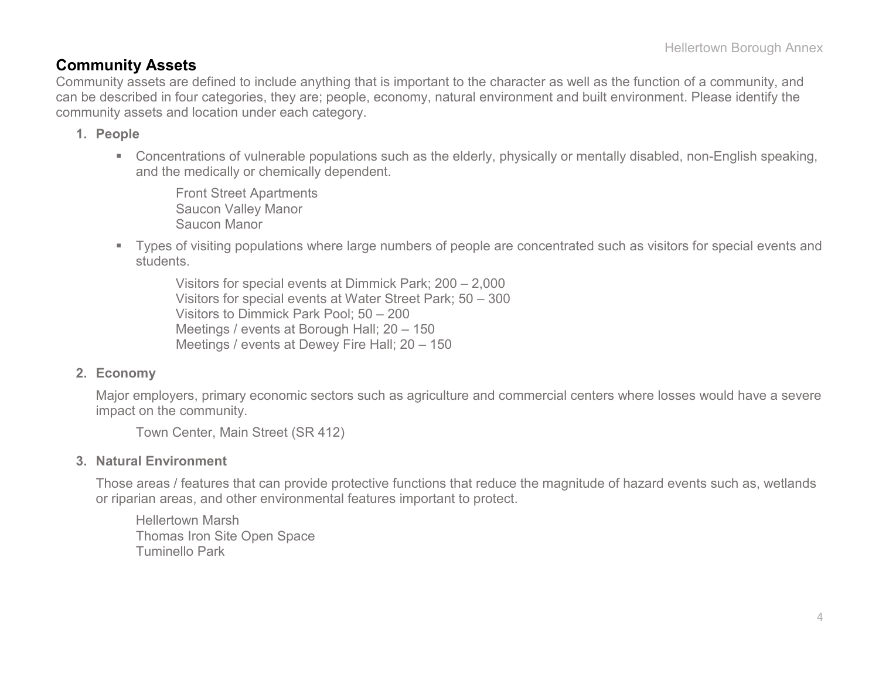## Community Assets

Community assets are defined to include anything that is important to the character as well as the function of a community, and can be described in four categories, they are; people, economy, natural environment and built environment. Please identify the community assets and location under each category.

1. **People**

   - Concentrations of vulnerable populations such as the elderly, physically or mentally disabled, non-English speaking, and the medically or chemically dependent.

     Front Street Apartments
     Saucon Valley Manor
     Saucon Manor

   - Types of visiting populations where large numbers of people are concentrated such as visitors for special events and students.

     Visitors for special events at Dimmick Park; 200 – 2,000
     Visitors for special events at Water Street Park; 50 – 300
     Visitors to Dimmick Park Pool; 50 – 200
     Meetings / events at Borough Hall; 20 – 150
     Meetings / events at Dewey Fire Hall; 20 – 150

2. **Economy**

   Major employers, primary economic sectors such as agriculture and commercial centers where losses would have a severe impact on the community.

   Town Center, Main Street (SR 412)

3. **Natural Environment**

   Those areas / features that can provide protective functions that reduce the magnitude of hazard events such as, wetlands or riparian areas, and other environmental features important to protect.

   Hellertown Marsh
   Thomas Iron Site Open Space
   Tuminello Park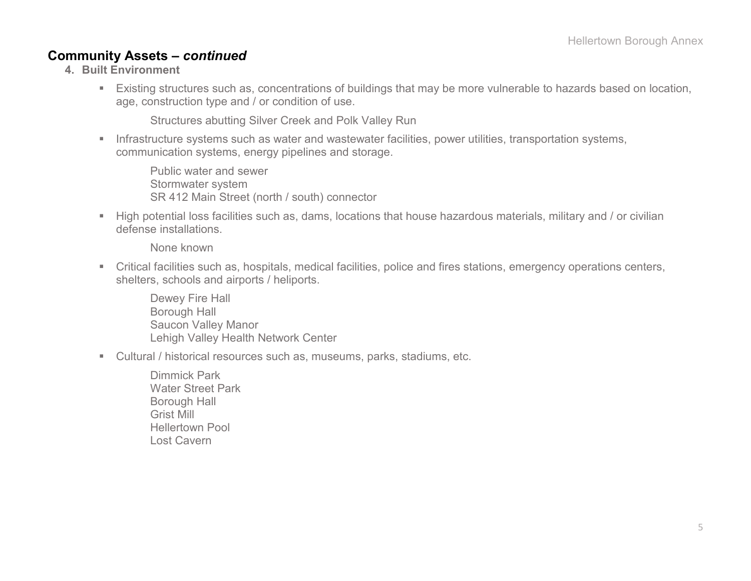## Community Assets – *continued*

### 4. Built Environment

- Existing structures such as, concentrations of buildings that may be more vulnerable to hazards based on location, age, construction type and / or condition of use.

  Structures abutting Silver Creek and Polk Valley Run

- Infrastructure systems such as water and wastewater facilities, power utilities, transportation systems, communication systems, energy pipelines and storage.

  Public water and sewer
  Stormwater system
  SR 412 Main Street (north / south) connector

- High potential loss facilities such as, dams, locations that house hazardous materials, military and / or civilian defense installations.

  None known

- Critical facilities such as, hospitals, medical facilities, police and fires stations, emergency operations centers, shelters, schools and airports / heliports.

  Dewey Fire Hall
  Borough Hall
  Saucon Valley Manor
  Lehigh Valley Health Network Center

- Cultural / historical resources such as, museums, parks, stadiums, etc.

  Dimmick Park
  Water Street Park
  Borough Hall
  Grist Mill
  Hellertown Pool
  Lost Cavern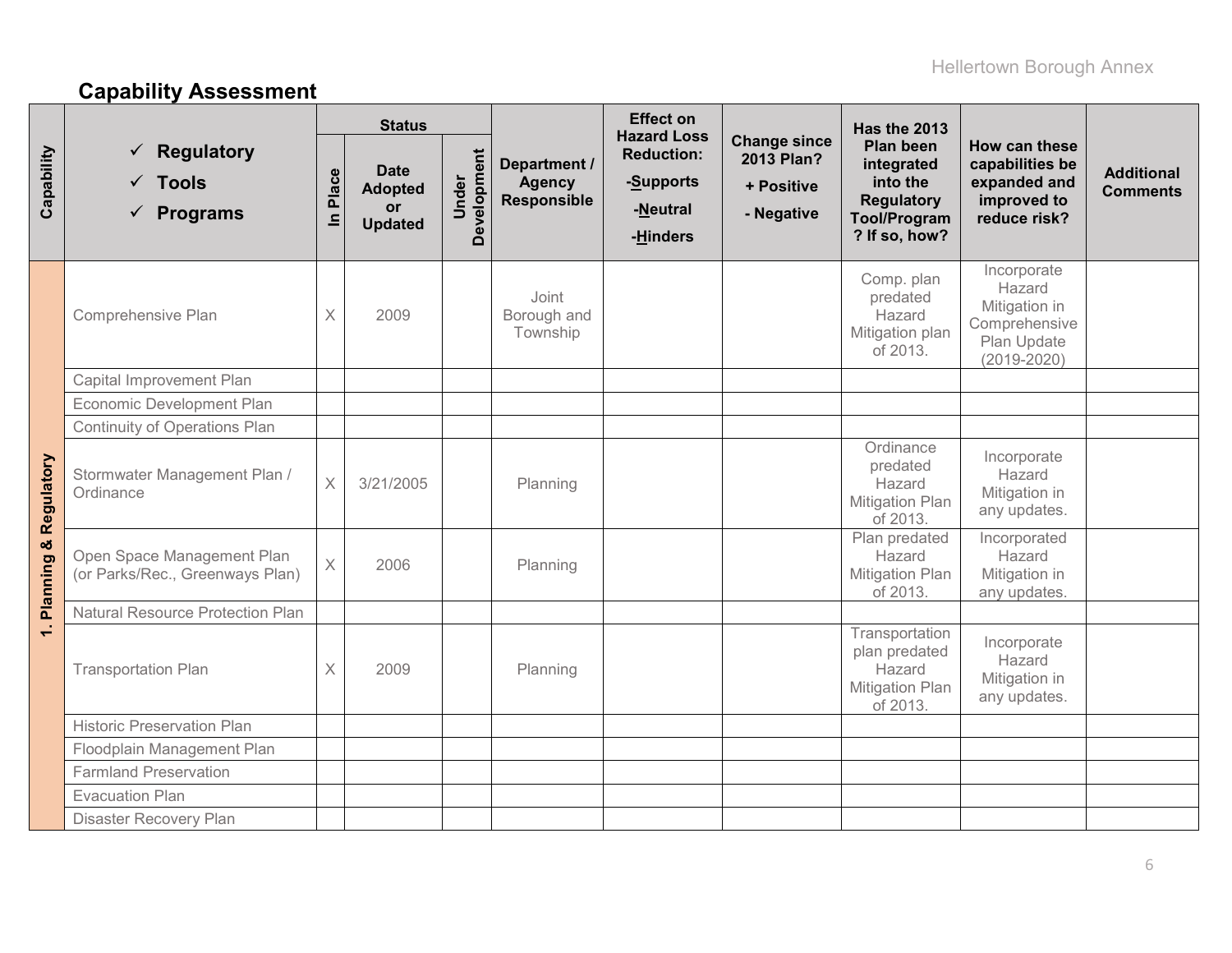## Capability Assessment

| Capability | ✓ Regulatory ✓ Tools ✓ Programs | Status | | | Department / Agency Responsible | Effect on Hazard Loss Reduction: -Supports -Neutral -Hinders | Change since 2013 Plan? + Positive - Negative | Has the 2013 Plan been integrated into the Regulatory Tool/Program? If so, how? | How can these capabilities be expanded and improved to reduce risk? | Additional Comments |
|---|---|---|---|---|---|---|---|---|---|---|
| | | In Place | Date Adopted or Updated | Under Development | | | | | | |
| 1. Planning & Regulatory | Comprehensive Plan | X | 2009 | | Joint Borough and Township | | | Comp. plan predated Hazard Mitigation plan of 2013. | Incorporate Hazard Mitigation in Comprehensive Plan Update (2019-2020) | |
| | Capital Improvement Plan | | | | | | | | | |
| | Economic Development Plan | | | | | | | | | |
| | Continuity of Operations Plan | | | | | | | | | |
| | Stormwater Management Plan / Ordinance | X | 3/21/2005 | | Planning | | | Ordinance predated Hazard Mitigation Plan of 2013. | Incorporate Hazard Mitigation in any updates. | |
| | Open Space Management Plan (or Parks/Rec., Greenways Plan) | X | 2006 | | Planning | | | Plan predated Hazard Mitigation Plan of 2013. | Incorporated Hazard Mitigation in any updates. | |
| | Natural Resource Protection Plan | | | | | | | | | |
| | Transportation Plan | X | 2009 | | Planning | | | Transportation plan predated Hazard Mitigation Plan of 2013. | Incorporate Hazard Mitigation in any updates. | |
| | Historic Preservation Plan | | | | | | | | | |
| | Floodplain Management Plan | | | | | | | | | |
| | Farmland Preservation | | | | | | | | | |
| | Evacuation Plan | | | | | | | | | |
| | Disaster Recovery Plan | | | | | | | | | |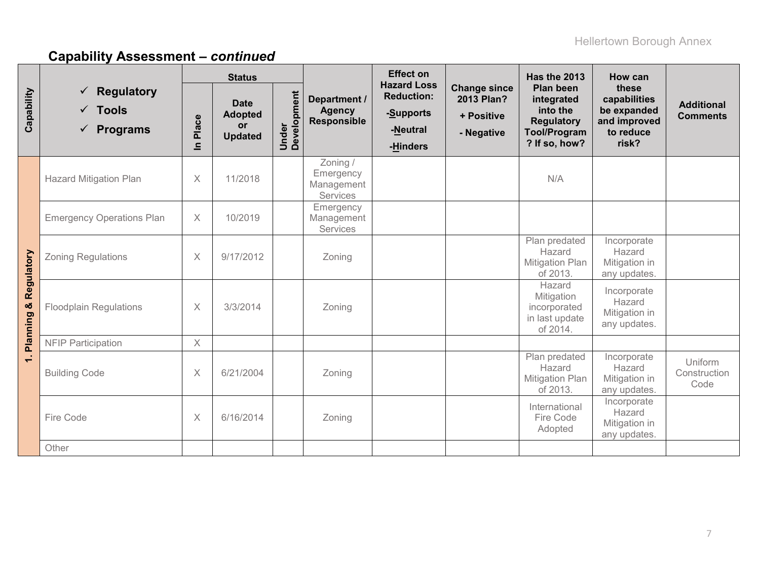## Capability Assessment – *continued*

| Capability | ✓ Regulatory ✓ Tools ✓ Programs | Status | | | Department / Agency Responsible | Effect on Hazard Loss Reduction: -Supports -Neutral -Hinders | Change since 2013 Plan? + Positive - Negative | Has the 2013 Plan been integrated into the Regulatory Tool/Program? If so, how? | How can these capabilities be expanded and improved to reduce risk? | Additional Comments |
|---|---|---|---|---|---|---|---|---|---|---|
| | | In Place | Date Adopted or Updated | Under Development | | | | | | |
| 1. Planning & Regulatory | Hazard Mitigation Plan | X | 11/2018 | | Zoning / Emergency Management Services | | | N/A | | |
| | Emergency Operations Plan | X | 10/2019 | | Emergency Management Services | | | | | |
| | Zoning Regulations | X | 9/17/2012 | | Zoning | | | Plan predated Hazard Mitigation Plan of 2013. | Incorporate Hazard Mitigation in any updates. | |
| | Floodplain Regulations | X | 3/3/2014 | | Zoning | | | Hazard Mitigation incorporated in last update of 2014. | Incorporate Hazard Mitigation in any updates. | |
| | NFIP Participation | X | | | | | | | | |
| | Building Code | X | 6/21/2004 | | Zoning | | | Plan predated Hazard Mitigation Plan of 2013. | Incorporate Hazard Mitigation in any updates. | Uniform Construction Code |
| | Fire Code | X | 6/16/2014 | | Zoning | | | International Fire Code Adopted | Incorporate Hazard Mitigation in any updates. | |
| | Other | | | | | | | | | |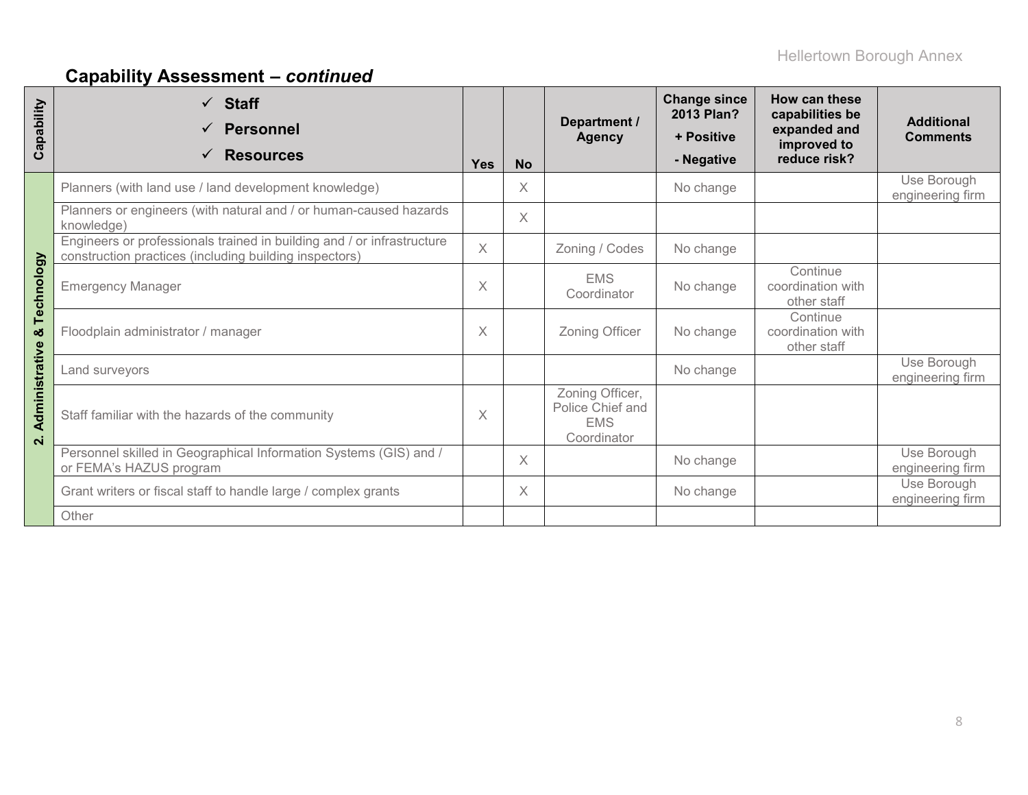## Capability Assessment – *continued*

| Capability | ✓ Staff ✓ Personnel ✓ Resources | Yes | No | Department / Agency | Change since 2013 Plan? + Positive - Negative | How can these capabilities be expanded and improved to reduce risk? | Additional Comments |
|---|---|---|---|---|---|---|---|
| 2. Administrative & Technology | Planners (with land use / land development knowledge) | | X | | No change | | Use Borough engineering firm |
| | Planners or engineers (with natural and / or human-caused hazards knowledge) | | X | | | | |
| | Engineers or professionals trained in building and / or infrastructure construction practices (including building inspectors) | X | | Zoning / Codes | No change | | |
| | Emergency Manager | X | | EMS Coordinator | No change | Continue coordination with other staff | |
| | Floodplain administrator / manager | X | | Zoning Officer | No change | Continue coordination with other staff | |
| | Land surveyors | | | | No change | | Use Borough engineering firm |
| | Staff familiar with the hazards of the community | X | | Zoning Officer, Police Chief and EMS Coordinator | | | |
| | Personnel skilled in Geographical Information Systems (GIS) and / or FEMA's HAZUS program | | X | | No change | | Use Borough engineering firm |
| | Grant writers or fiscal staff to handle large / complex grants | | X | | No change | | Use Borough engineering firm |
| | Other | | | | | | |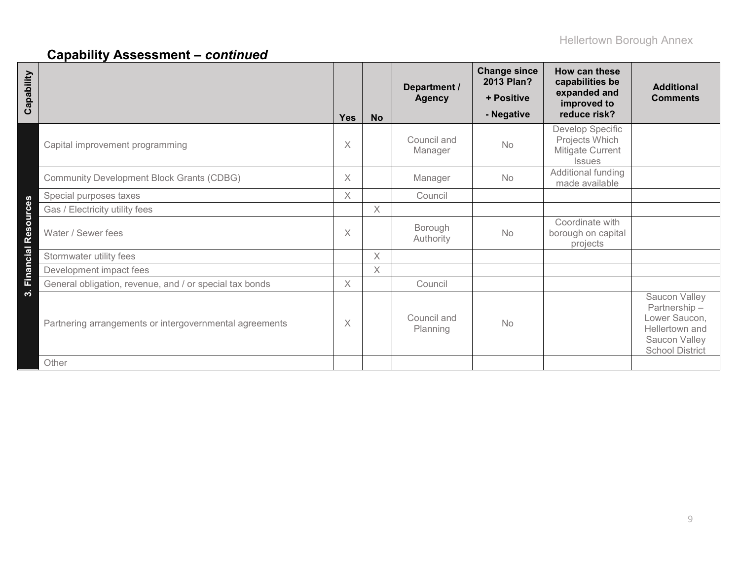## Capability Assessment – *continued*

| Capability | | Yes | No | Department / Agency | Change since 2013 Plan? + Positive - Negative | How can these capabilities be expanded and improved to reduce risk? | Additional Comments |
|---|---|---|---|---|---|---|---|
| 3. Financial Resources | Capital improvement programming | X | | Council and Manager | No | Develop Specific Projects Which Mitigate Current Issues | |
| | Community Development Block Grants (CDBG) | X | | Manager | No | Additional funding made available | |
| | Special purposes taxes | X | | Council | | | |
| | Gas / Electricity utility fees | | X | | | | |
| | Water / Sewer fees | X | | Borough Authority | No | Coordinate with borough on capital projects | |
| | Stormwater utility fees | | X | | | | |
| | Development impact fees | | X | | | | |
| | General obligation, revenue, and / or special tax bonds | X | | Council | | | |
| | Partnering arrangements or intergovernmental agreements | X | | Council and Planning | No | | Saucon Valley Partnership – Lower Saucon, Hellertown and Saucon Valley School District |
| | Other | | | | | | |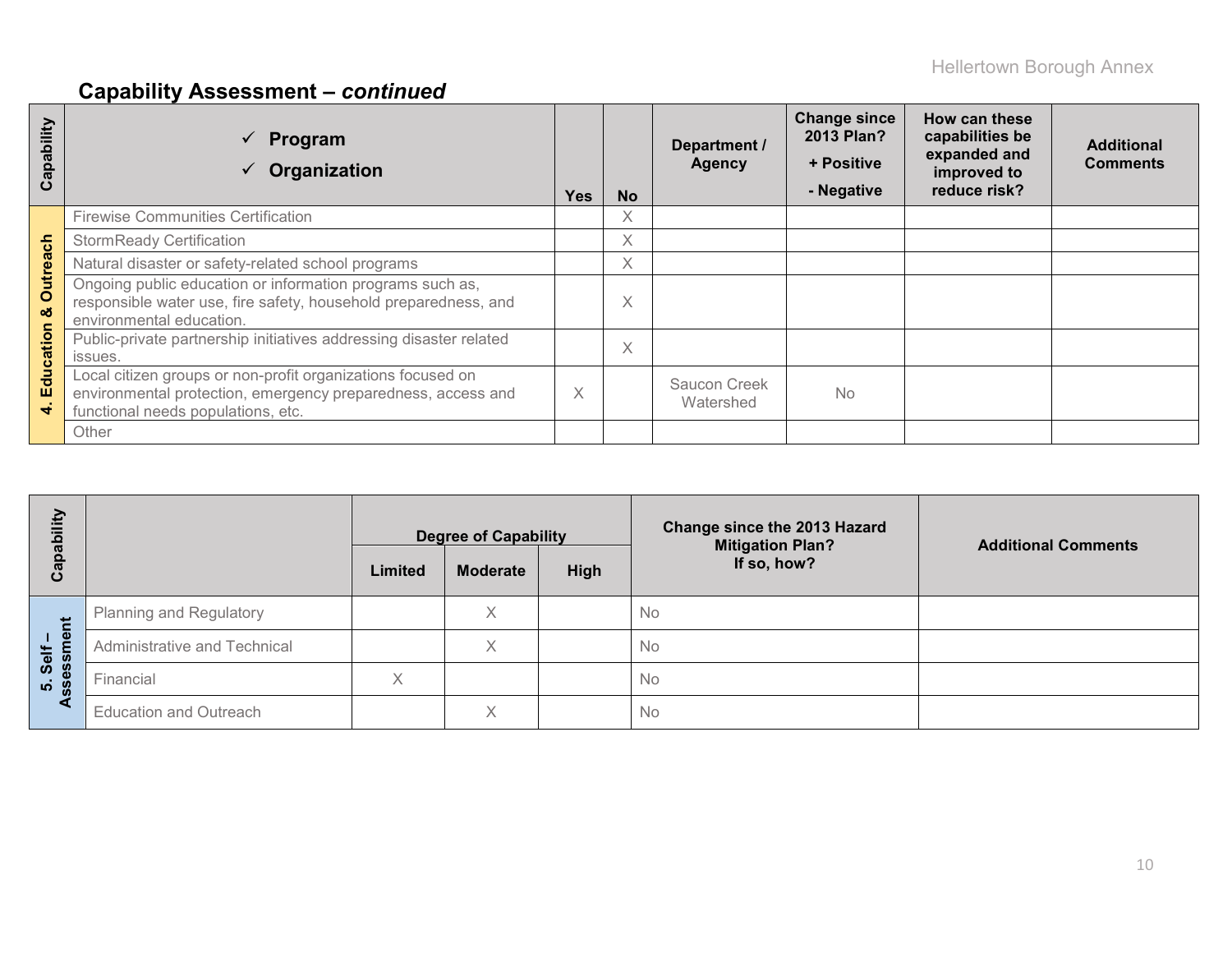## Capability Assessment – *continued*

| Capability | ✓ Program ✓ Organization | Yes | No | Department / Agency | Change since 2013 Plan? + Positive - Negative | How can these capabilities be expanded and improved to reduce risk? | Additional Comments |
|---|---|---|---|---|---|---|---|
| 4. Education & Outreach | Firewise Communities Certification | | X | | | | |
| | StormReady Certification | | X | | | | |
| | Natural disaster or safety-related school programs | | X | | | | |
| | Ongoing public education or information programs such as, responsible water use, fire safety, household preparedness, and environmental education. | | X | | | | |
| | Public-private partnership initiatives addressing disaster related issues. | | X | | | | |
| | Local citizen groups or non-profit organizations focused on environmental protection, emergency preparedness, access and functional needs populations, etc. | X | | Saucon Creek Watershed | No | | |
| | Other | | | | | | |

| Capability | | Degree of Capability | | | Change since the 2013 Hazard Mitigation Plan? If so, how? | Additional Comments |
|---|---|---|---|---|---|---|
| | | Limited | Moderate | High | | |
| 5. Self – Assessment | Planning and Regulatory | | X | | No | |
| | Administrative and Technical | | X | | No | |
| | Financial | X | | | No | |
| | Education and Outreach | | X | | No | |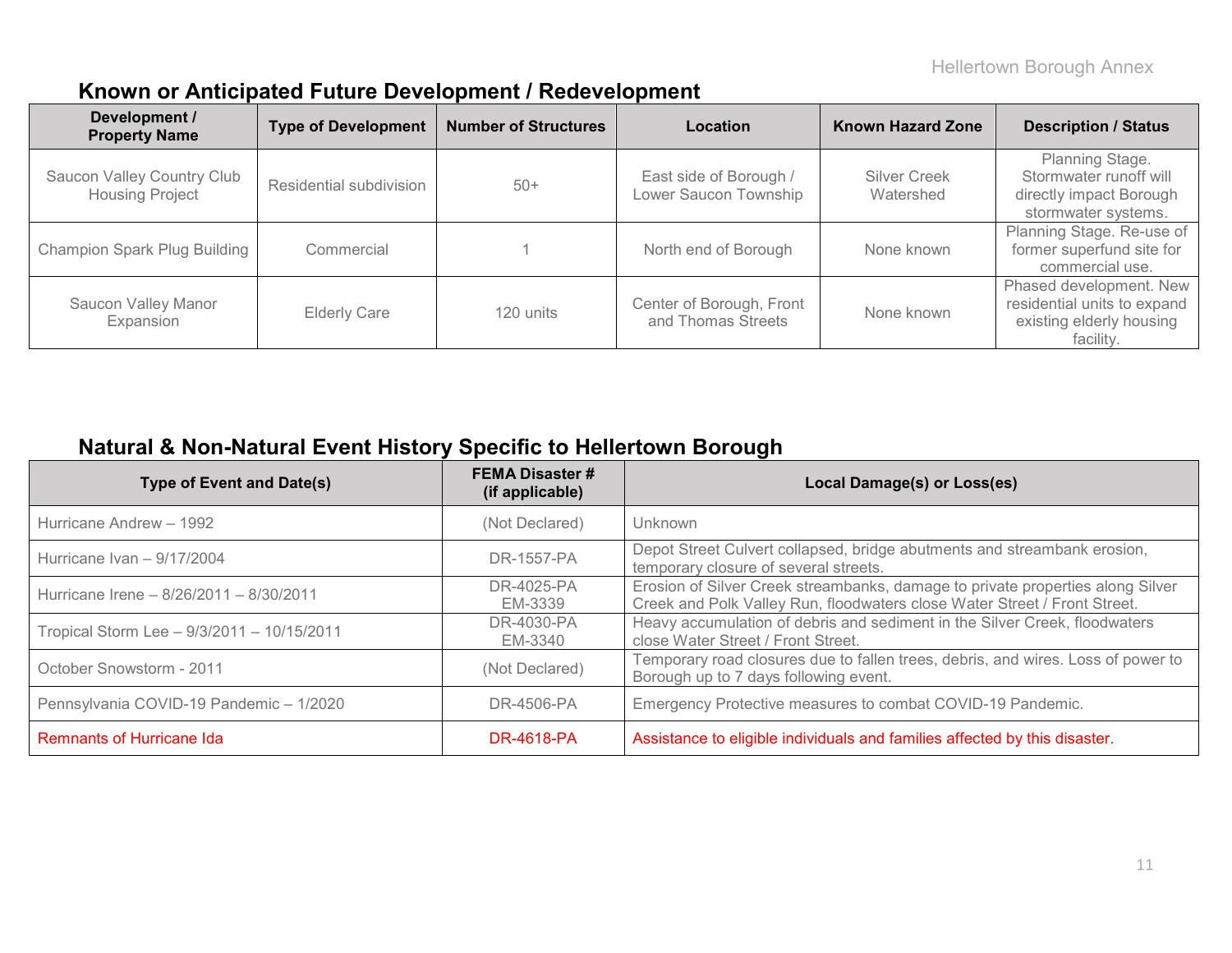## Known or Anticipated Future Development / Redevelopment

| Development / Property Name | Type of Development | Number of Structures | Location | Known Hazard Zone | Description / Status |
|---|---|---|---|---|---|
| Saucon Valley Country Club Housing Project | Residential subdivision | 50+ | East side of Borough / Lower Saucon Township | Silver Creek Watershed | Planning Stage. Stormwater runoff will directly impact Borough stormwater systems. |
| Champion Spark Plug Building | Commercial | 1 | North end of Borough | None known | Planning Stage. Re-use of former superfund site for commercial use. |
| Saucon Valley Manor Expansion | Elderly Care | 120 units | Center of Borough, Front and Thomas Streets | None known | Phased development. New residential units to expand existing elderly housing facility. |

## Natural & Non-Natural Event History Specific to Hellertown Borough

| Type of Event and Date(s) | FEMA Disaster # (if applicable) | Local Damage(s) or Loss(es) |
|---|---|---|
| Hurricane Andrew – 1992 | (Not Declared) | Unknown |
| Hurricane Ivan – 9/17/2004 | DR-1557-PA | Depot Street Culvert collapsed, bridge abutments and streambank erosion, temporary closure of several streets. |
| Hurricane Irene – 8/26/2011 – 8/30/2011 | DR-4025-PA EM-3339 | Erosion of Silver Creek streambanks, damage to private properties along Silver Creek and Polk Valley Run, floodwaters close Water Street / Front Street. |
| Tropical Storm Lee – 9/3/2011 – 10/15/2011 | DR-4030-PA EM-3340 | Heavy accumulation of debris and sediment in the Silver Creek, floodwaters close Water Street / Front Street. |
| October Snowstorm - 2011 | (Not Declared) | Temporary road closures due to fallen trees, debris, and wires. Loss of power to Borough up to 7 days following event. |
| Pennsylvania COVID-19 Pandemic – 1/2020 | DR-4506-PA | Emergency Protective measures to combat COVID-19 Pandemic. |
| Remnants of Hurricane Ida | DR-4618-PA | Assistance to eligible individuals and families affected by this disaster. |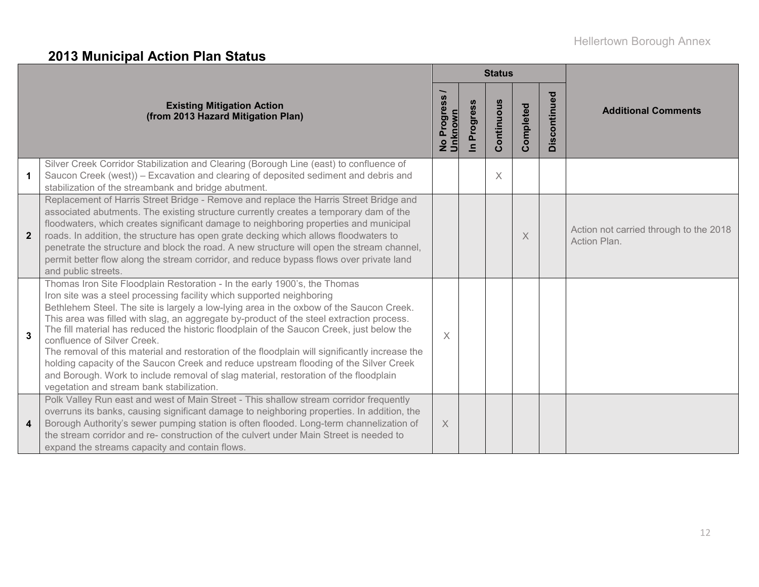## 2013 Municipal Action Plan Status

| | Existing Mitigation Action (from 2013 Hazard Mitigation Plan) | Status | | | | | Additional Comments |
|---|---|---|---|---|---|---|---|
| | | No Progress / Unknown | In Progress | Continuous | Completed | Discontinued | |
| 1 | Silver Creek Corridor Stabilization and Clearing (Borough Line (east) to confluence of Saucon Creek (west)) – Excavation and clearing of deposited sediment and debris and stabilization of the streambank and bridge abutment. | | | X | | | |
| 2 | Replacement of Harris Street Bridge - Remove and replace the Harris Street Bridge and associated abutments. The existing structure currently creates a temporary dam of the floodwaters, which creates significant damage to neighboring properties and municipal roads. In addition, the structure has open grate decking which allows floodwaters to penetrate the structure and block the road. A new structure will open the stream channel, permit better flow along the stream corridor, and reduce bypass flows over private land and public streets. | | | | X | | Action not carried through to the 2018 Action Plan. |
| 3 | Thomas Iron Site Floodplain Restoration - In the early 1900's, the Thomas Iron site was a steel processing facility which supported neighboring Bethlehem Steel. The site is largely a low-lying area in the oxbow of the Saucon Creek. This area was filled with slag, an aggregate by-product of the steel extraction process. The fill material has reduced the historic floodplain of the Saucon Creek, just below the confluence of Silver Creek. The removal of this material and restoration of the floodplain will significantly increase the holding capacity of the Saucon Creek and reduce upstream flooding of the Silver Creek and Borough. Work to include removal of slag material, restoration of the floodplain vegetation and stream bank stabilization. | X | | | | | |
| 4 | Polk Valley Run east and west of Main Street - This shallow stream corridor frequently overruns its banks, causing significant damage to neighboring properties. In addition, the Borough Authority's sewer pumping station is often flooded. Long-term channelization of the stream corridor and re- construction of the culvert under Main Street is needed to expand the streams capacity and contain flows. | X | | | | | |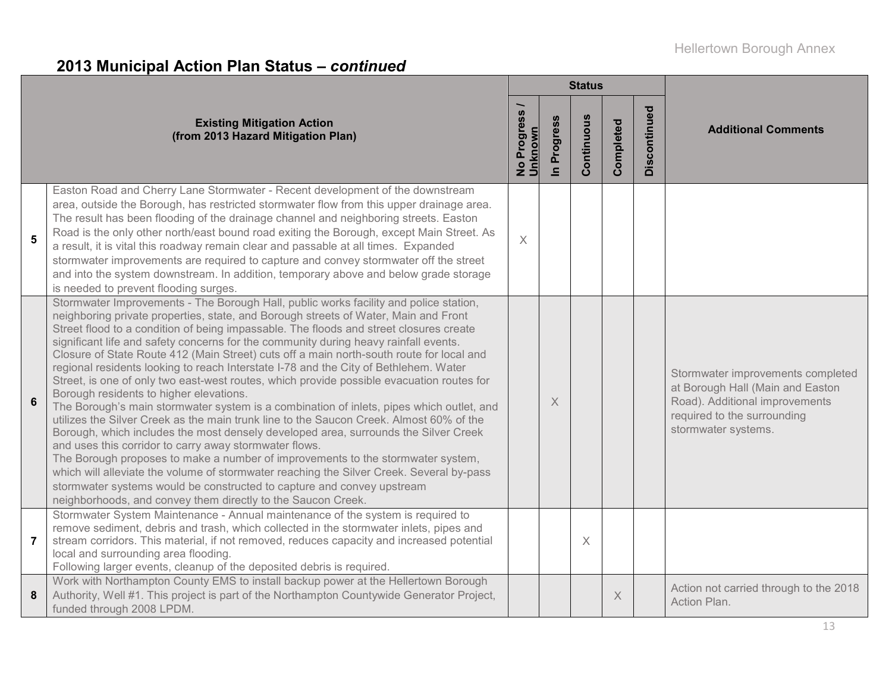## 2013 Municipal Action Plan Status – *continued*

| | Existing Mitigation Action (from 2013 Hazard Mitigation Plan) | Status | | | | | Additional Comments |
|---|---|---|---|---|---|---|---|
| | | No Progress / Unknown | In Progress | Continuous | Completed | Discontinued | |
| 5 | Easton Road and Cherry Lane Stormwater - Recent development of the downstream area, outside the Borough, has restricted stormwater flow from this upper drainage area. The result has been flooding of the drainage channel and neighboring streets. Easton Road is the only other north/east bound road exiting the Borough, except Main Street. As a result, it is vital this roadway remain clear and passable at all times. Expanded stormwater improvements are required to capture and convey stormwater off the street and into the system downstream. In addition, temporary above and below grade storage is needed to prevent flooding surges. | X | | | | | |
| 6 | Stormwater Improvements - The Borough Hall, public works facility and police station, neighboring private properties, state, and Borough streets of Water, Main and Front Street flood to a condition of being impassable. The floods and street closures create significant life and safety concerns for the community during heavy rainfall events. Closure of State Route 412 (Main Street) cuts off a main north-south route for local and regional residents looking to reach Interstate I-78 and the City of Bethlehem. Water Street, is one of only two east-west routes, which provide possible evacuation routes for Borough residents to higher elevations.<br>The Borough's main stormwater system is a combination of inlets, pipes which outlet, and utilizes the Silver Creek as the main trunk line to the Saucon Creek. Almost 60% of the Borough, which includes the most densely developed area, surrounds the Silver Creek and uses this corridor to carry away stormwater flows.<br>The Borough proposes to make a number of improvements to the stormwater system, which will alleviate the volume of stormwater reaching the Silver Creek. Several by-pass stormwater systems would be constructed to capture and convey upstream neighborhoods, and convey them directly to the Saucon Creek. | | X | | | | Stormwater improvements completed at Borough Hall (Main and Easton Road). Additional improvements required to the surrounding stormwater systems. |
| 7 | Stormwater System Maintenance - Annual maintenance of the system is required to remove sediment, debris and trash, which collected in the stormwater inlets, pipes and stream corridors. This material, if not removed, reduces capacity and increased potential local and surrounding area flooding.<br>Following larger events, cleanup of the deposited debris is required. | | | X | | | |
| 8 | Work with Northampton County EMS to install backup power at the Hellertown Borough Authority, Well #1. This project is part of the Northampton Countywide Generator Project, funded through 2008 LPDM. | | | | X | | Action not carried through to the 2018 Action Plan. |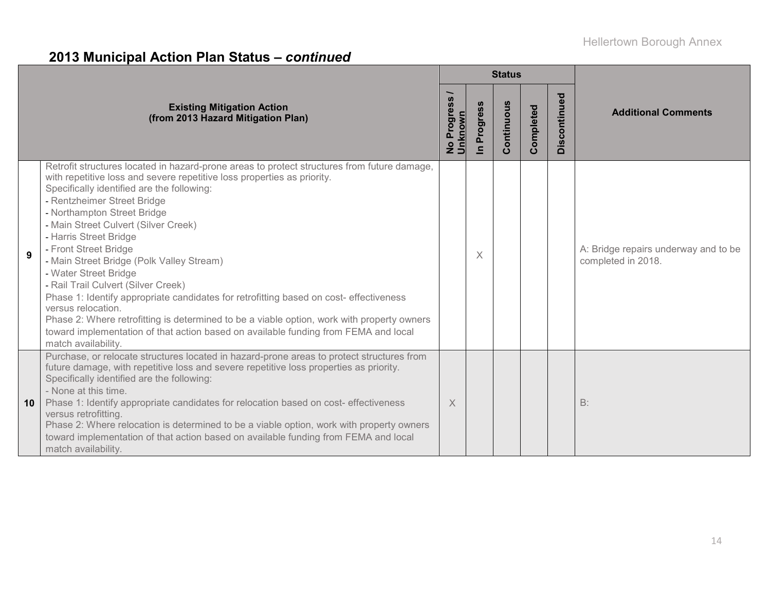## 2013 Municipal Action Plan Status – *continued*

| | Existing Mitigation Action (from 2013 Hazard Mitigation Plan) | Status | | | | | Additional Comments |
|---|---|---|---|---|---|---|---|
| | | No Progress / Unknown | In Progress | Continuous | Completed | Discontinued | |
| 9 | Retrofit structures located in hazard-prone areas to protect structures from future damage, with repetitive loss and severe repetitive loss properties as priority.<br>Specifically identified are the following:<br>- Rentzheimer Street Bridge<br>- Northampton Street Bridge<br>- Main Street Culvert (Silver Creek)<br>- Harris Street Bridge<br>- Front Street Bridge<br>- Main Street Bridge (Polk Valley Stream)<br>- Water Street Bridge<br>- Rail Trail Culvert (Silver Creek)<br>Phase 1: Identify appropriate candidates for retrofitting based on cost- effectiveness versus relocation.<br>Phase 2: Where retrofitting is determined to be a viable option, work with property owners toward implementation of that action based on available funding from FEMA and local match availability. | | X | | | | A: Bridge repairs underway and to be completed in 2018. |
| 10 | Purchase, or relocate structures located in hazard-prone areas to protect structures from future damage, with repetitive loss and severe repetitive loss properties as priority.<br>Specifically identified are the following:<br>- None at this time.<br>Phase 1: Identify appropriate candidates for relocation based on cost- effectiveness versus retrofitting.<br>Phase 2: Where relocation is determined to be a viable option, work with property owners toward implementation of that action based on available funding from FEMA and local match availability. | X | | | | | B: |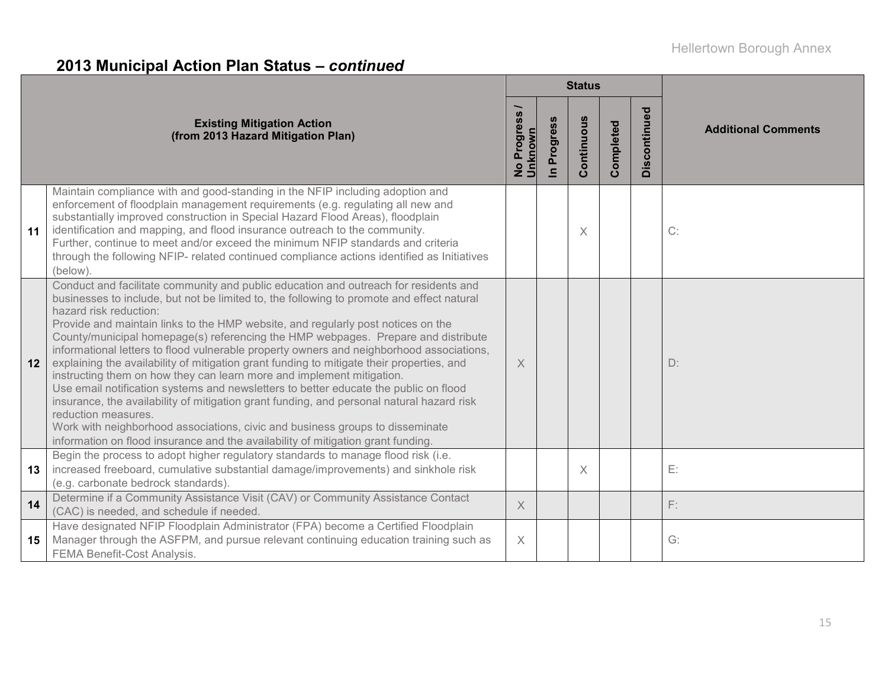## 2013 Municipal Action Plan Status – *continued*

| | Existing Mitigation Action (from 2013 Hazard Mitigation Plan) | Status | | | | | Additional Comments |
|---|---|---|---|---|---|---|---|
| | | No Progress / Unknown | In Progress | Continuous | Completed | Discontinued | |
| **11** | Maintain compliance with and good-standing in the NFIP including adoption and enforcement of floodplain management requirements (e.g. regulating all new and substantially improved construction in Special Hazard Flood Areas), floodplain identification and mapping, and flood insurance outreach to the community. Further, continue to meet and/or exceed the minimum NFIP standards and criteria through the following NFIP- related continued compliance actions identified as Initiatives (below). | | | X | | | C: |
| **12** | Conduct and facilitate community and public education and outreach for residents and businesses to include, but not be limited to, the following to promote and effect natural hazard risk reduction: Provide and maintain links to the HMP website, and regularly post notices on the County/municipal homepage(s) referencing the HMP webpages. Prepare and distribute informational letters to flood vulnerable property owners and neighborhood associations, explaining the availability of mitigation grant funding to mitigate their properties, and instructing them on how they can learn more and implement mitigation. Use email notification systems and newsletters to better educate the public on flood insurance, the availability of mitigation grant funding, and personal natural hazard risk reduction measures. Work with neighborhood associations, civic and business groups to disseminate information on flood insurance and the availability of mitigation grant funding. | X | | | | | D: |
| **13** | Begin the process to adopt higher regulatory standards to manage flood risk (i.e. increased freeboard, cumulative substantial damage/improvements) and sinkhole risk (e.g. carbonate bedrock standards). | | | X | | | E: |
| **14** | Determine if a Community Assistance Visit (CAV) or Community Assistance Contact (CAC) is needed, and schedule if needed. | X | | | | | F: |
| **15** | Have designated NFIP Floodplain Administrator (FPA) become a Certified Floodplain Manager through the ASFPM, and pursue relevant continuing education training such as FEMA Benefit-Cost Analysis. | X | | | | | G: |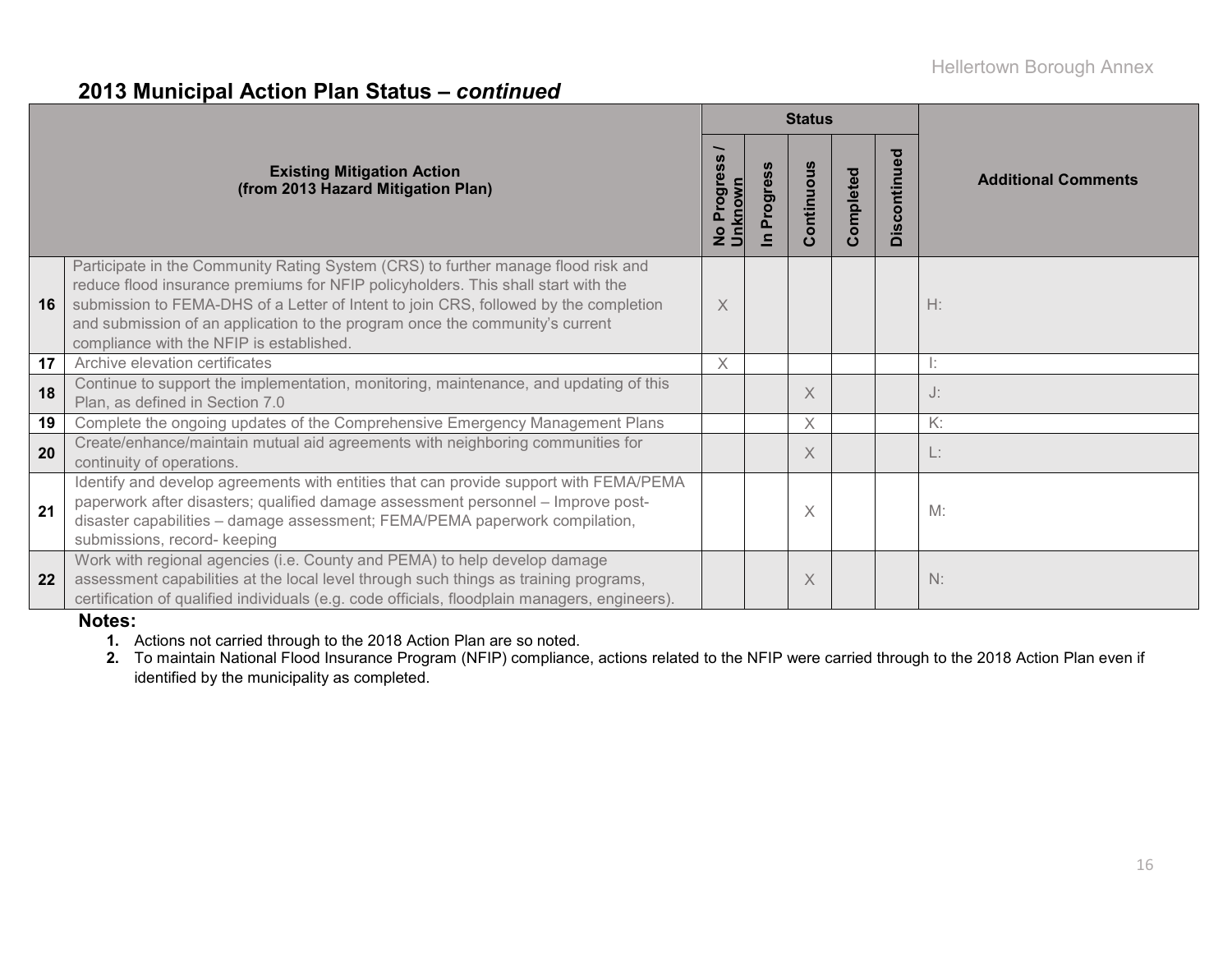## 2013 Municipal Action Plan Status – *continued*

| | Existing Mitigation Action (from 2013 Hazard Mitigation Plan) | Status | | | | | Additional Comments |
|---|---|---|---|---|---|---|---|
| | | No Progress / Unknown | In Progress | Continuous | Completed | Discontinued | |
| 16 | Participate in the Community Rating System (CRS) to further manage flood risk and reduce flood insurance premiums for NFIP policyholders. This shall start with the submission to FEMA-DHS of a Letter of Intent to join CRS, followed by the completion and submission of an application to the program once the community's current compliance with the NFIP is established. | X | | | | | H: |
| 17 | Archive elevation certificates | X | | | | | I: |
| 18 | Continue to support the implementation, monitoring, maintenance, and updating of this Plan, as defined in Section 7.0 | | | X | | | J: |
| 19 | Complete the ongoing updates of the Comprehensive Emergency Management Plans | | | X | | | K: |
| 20 | Create/enhance/maintain mutual aid agreements with neighboring communities for continuity of operations. | | | X | | | L: |
| 21 | Identify and develop agreements with entities that can provide support with FEMA/PEMA paperwork after disasters; qualified damage assessment personnel – Improve post-disaster capabilities – damage assessment; FEMA/PEMA paperwork compilation, submissions, record- keeping | | | X | | | M: |
| 22 | Work with regional agencies (i.e. County and PEMA) to help develop damage assessment capabilities at the local level through such things as training programs, certification of qualified individuals (e.g. code officials, floodplain managers, engineers). | | | X | | | N: |

**Notes:**

1. Actions not carried through to the 2018 Action Plan are so noted.
2. To maintain National Flood Insurance Program (NFIP) compliance, actions related to the NFIP were carried through to the 2018 Action Plan even if identified by the municipality as completed.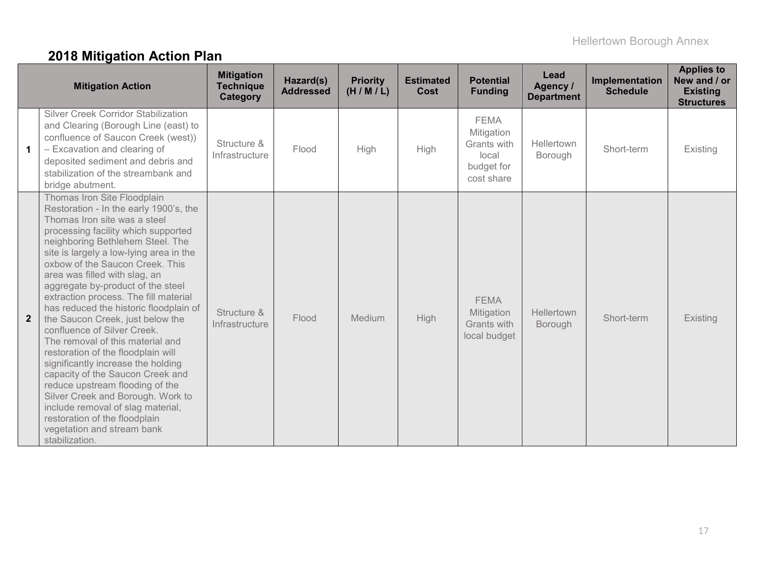## 2018 Mitigation Action Plan

| | Mitigation Action | Mitigation Technique Category | Hazard(s) Addressed | Priority (H / M / L) | Estimated Cost | Potential Funding | Lead Agency / Department | Implementation Schedule | Applies to New and / or Existing Structures |
|---|---|---|---|---|---|---|---|---|---|
| **1** | Silver Creek Corridor Stabilization and Clearing (Borough Line (east) to confluence of Saucon Creek (west)) – Excavation and clearing of deposited sediment and debris and stabilization of the streambank and bridge abutment. | Structure & Infrastructure | Flood | High | High | FEMA Mitigation Grants with local budget for cost share | Hellertown Borough | Short-term | Existing |
| **2** | Thomas Iron Site Floodplain Restoration - In the early 1900's, the Thomas Iron site was a steel processing facility which supported neighboring Bethlehem Steel. The site is largely a low-lying area in the oxbow of the Saucon Creek. This area was filled with slag, an aggregate by-product of the steel extraction process. The fill material has reduced the historic floodplain of the Saucon Creek, just below the confluence of Silver Creek. The removal of this material and restoration of the floodplain will significantly increase the holding capacity of the Saucon Creek and reduce upstream flooding of the Silver Creek and Borough. Work to include removal of slag material, restoration of the floodplain vegetation and stream bank stabilization. | Structure & Infrastructure | Flood | Medium | High | FEMA Mitigation Grants with local budget | Hellertown Borough | Short-term | Existing |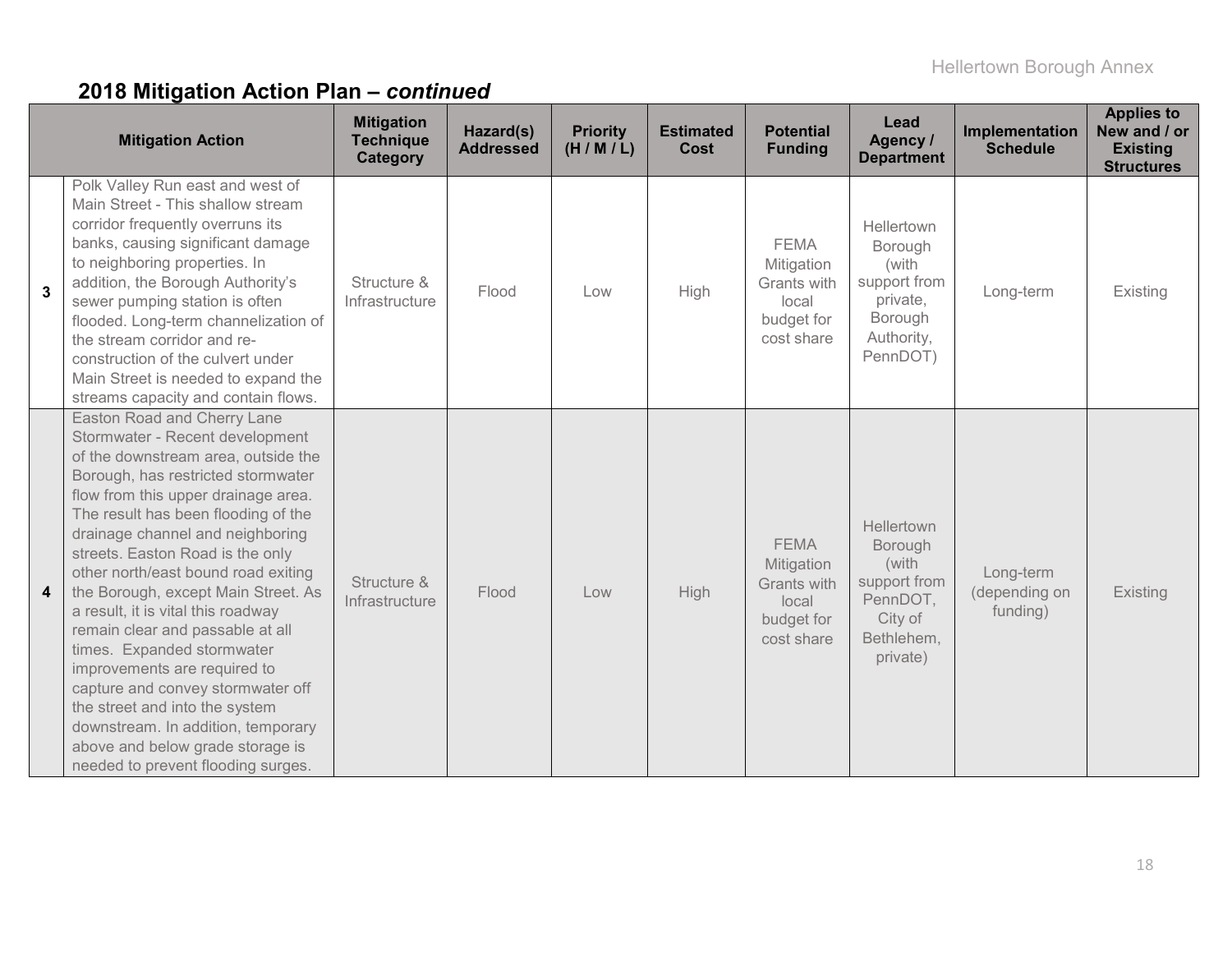## 2018 Mitigation Action Plan – *continued*

| | Mitigation Action | Mitigation Technique Category | Hazard(s) Addressed | Priority (H / M / L) | Estimated Cost | Potential Funding | Lead Agency / Department | Implementation Schedule | Applies to New and / or Existing Structures |
|---|---|---|---|---|---|---|---|---|---|
| **3** | Polk Valley Run east and west of Main Street - This shallow stream corridor frequently overruns its banks, causing significant damage to neighboring properties. In addition, the Borough Authority's sewer pumping station is often flooded. Long-term channelization of the stream corridor and re-construction of the culvert under Main Street is needed to expand the streams capacity and contain flows. | Structure & Infrastructure | Flood | Low | High | FEMA Mitigation Grants with local budget for cost share | Hellertown Borough (with support from private, Borough Authority, PennDOT) | Long-term | Existing |
| **4** | Easton Road and Cherry Lane Stormwater - Recent development of the downstream area, outside the Borough, has restricted stormwater flow from this upper drainage area. The result has been flooding of the drainage channel and neighboring streets. Easton Road is the only other north/east bound road exiting the Borough, except Main Street. As a result, it is vital this roadway remain clear and passable at all times. Expanded stormwater improvements are required to capture and convey stormwater off the street and into the system downstream. In addition, temporary above and below grade storage is needed to prevent flooding surges. | Structure & Infrastructure | Flood | Low | High | FEMA Mitigation Grants with local budget for cost share | Hellertown Borough (with support from PennDOT, City of Bethlehem, private) | Long-term (depending on funding) | Existing |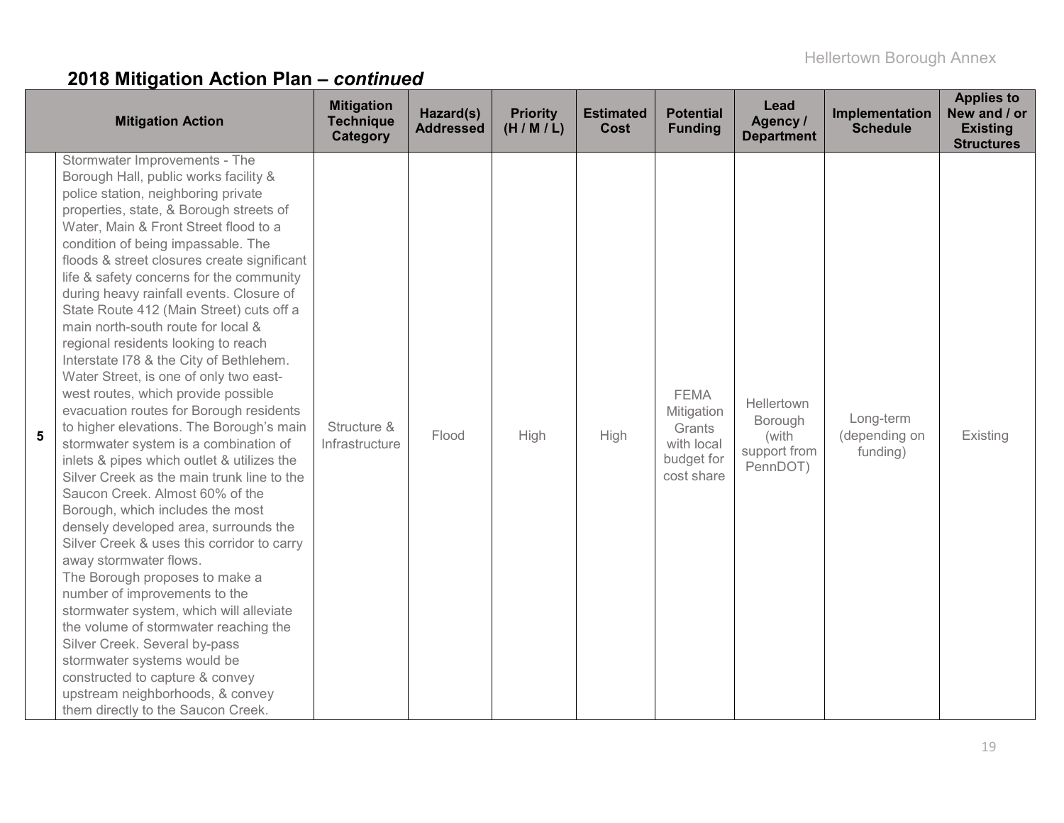## 2018 Mitigation Action Plan – *continued*

| | Mitigation Action | Mitigation Technique Category | Hazard(s) Addressed | Priority (H / M / L) | Estimated Cost | Potential Funding | Lead Agency / Department | Implementation Schedule | Applies to New and / or Existing Structures |
|---|---|---|---|---|---|---|---|---|---|
| **5** | Stormwater Improvements - The Borough Hall, public works facility & police station, neighboring private properties, state, & Borough streets of Water, Main & Front Street flood to a condition of being impassable. The floods & street closures create significant life & safety concerns for the community during heavy rainfall events. Closure of State Route 412 (Main Street) cuts off a main north-south route for local & regional residents looking to reach Interstate I78 & the City of Bethlehem. Water Street, is one of only two east-west routes, which provide possible evacuation routes for Borough residents to higher elevations. The Borough's main stormwater system is a combination of inlets & pipes which outlet & utilizes the Silver Creek as the main trunk line to the Saucon Creek. Almost 60% of the Borough, which includes the most densely developed area, surrounds the Silver Creek & uses this corridor to carry away stormwater flows. The Borough proposes to make a number of improvements to the stormwater system, which will alleviate the volume of stormwater reaching the Silver Creek. Several by-pass stormwater systems would be constructed to capture & convey upstream neighborhoods, & convey them directly to the Saucon Creek. | Structure & Infrastructure | Flood | High | High | FEMA Mitigation Grants with local budget for cost share | Hellertown Borough (with support from PennDOT) | Long-term (depending on funding) | Existing |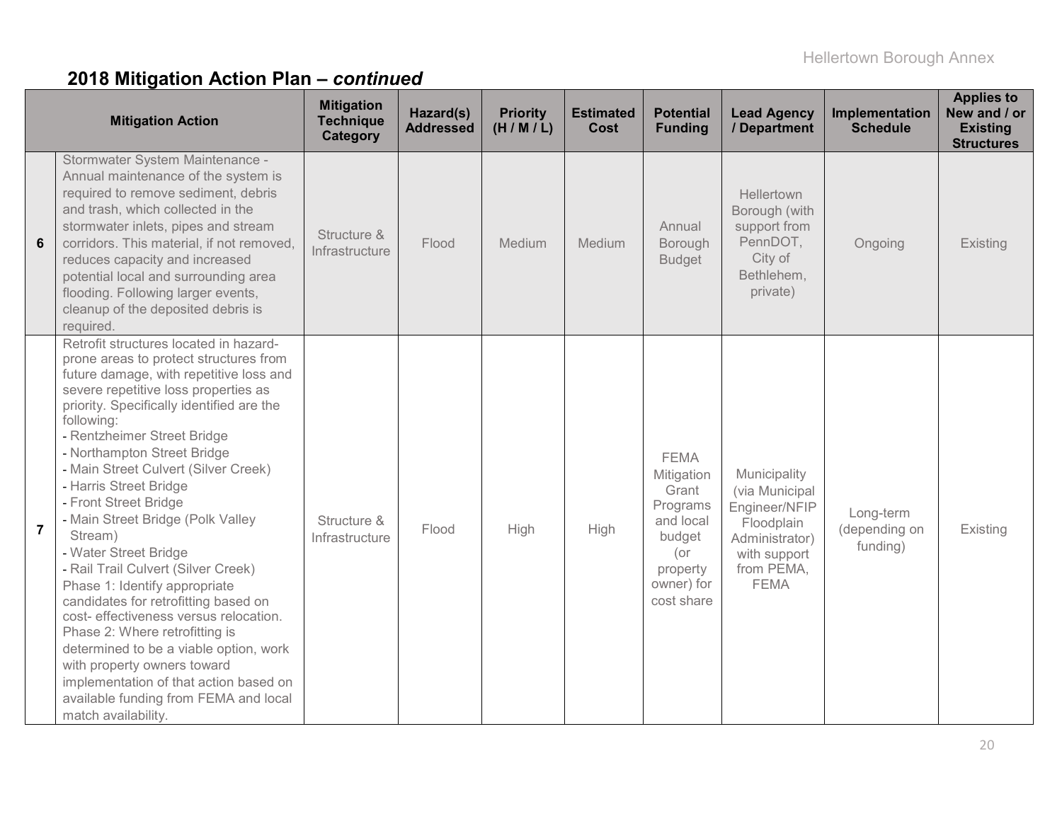## 2018 Mitigation Action Plan – *continued*

| | Mitigation Action | Mitigation Technique Category | Hazard(s) Addressed | Priority (H / M / L) | Estimated Cost | Potential Funding | Lead Agency / Department | Implementation Schedule | Applies to New and / or Existing Structures |
|---|---|---|---|---|---|---|---|---|---|
| 6 | Stormwater System Maintenance - Annual maintenance of the system is required to remove sediment, debris and trash, which collected in the stormwater inlets, pipes and stream corridors. This material, if not removed, reduces capacity and increased potential local and surrounding area flooding. Following larger events, cleanup of the deposited debris is required. | Structure & Infrastructure | Flood | Medium | Medium | Annual Borough Budget | Hellertown Borough (with support from PennDOT, City of Bethlehem, private) | Ongoing | Existing |
| 7 | Retrofit structures located in hazard-prone areas to protect structures from future damage, with repetitive loss and severe repetitive loss properties as priority. Specifically identified are the following:<br>- Rentzheimer Street Bridge<br>- Northampton Street Bridge<br>- Main Street Culvert (Silver Creek)<br>- Harris Street Bridge<br>- Front Street Bridge<br>- Main Street Bridge (Polk Valley Stream)<br>- Water Street Bridge<br>- Rail Trail Culvert (Silver Creek)<br>Phase 1: Identify appropriate candidates for retrofitting based on cost- effectiveness versus relocation.<br>Phase 2: Where retrofitting is determined to be a viable option, work with property owners toward implementation of that action based on available funding from FEMA and local match availability. | Structure & Infrastructure | Flood | High | High | FEMA Mitigation Grant Programs and local budget (or property owner) for cost share | Municipality (via Municipal Engineer/NFIP Floodplain Administrator) with support from PEMA, FEMA | Long-term (depending on funding) | Existing |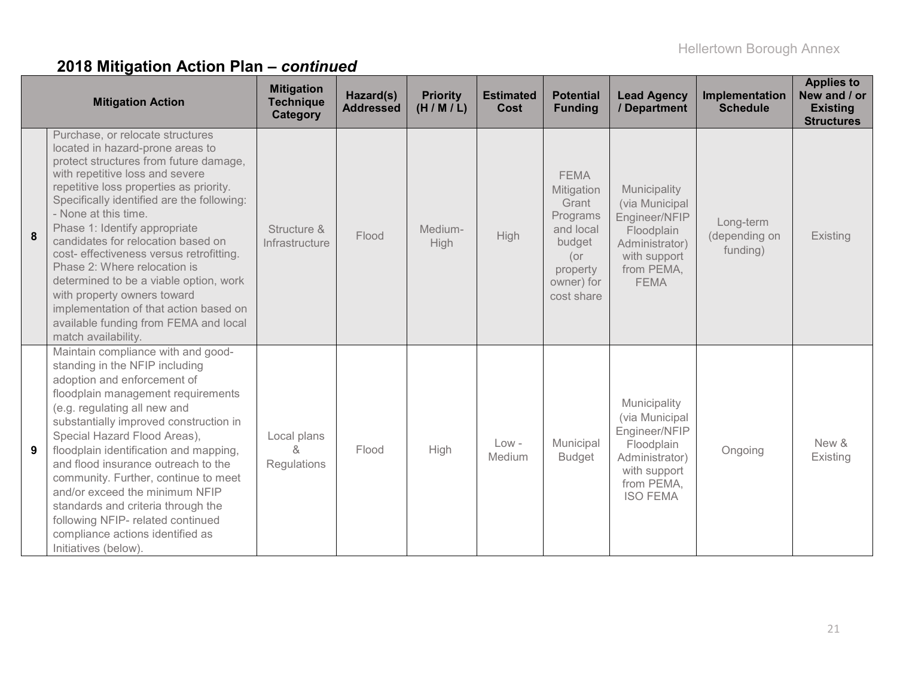## 2018 Mitigation Action Plan – *continued*

| | Mitigation Action | Mitigation Technique Category | Hazard(s) Addressed | Priority (H / M / L) | Estimated Cost | Potential Funding | Lead Agency / Department | Implementation Schedule | Applies to New and / or Existing Structures |
|---|---|---|---|---|---|---|---|---|---|
| **8** | Purchase, or relocate structures located in hazard-prone areas to protect structures from future damage, with repetitive loss and severe repetitive loss properties as priority. Specifically identified are the following: - None at this time. Phase 1: Identify appropriate candidates for relocation based on cost- effectiveness versus retrofitting. Phase 2: Where relocation is determined to be a viable option, work with property owners toward implementation of that action based on available funding from FEMA and local match availability. | Structure & Infrastructure | Flood | Medium-High | High | FEMA Mitigation Grant Programs and local budget (or property owner) for cost share | Municipality (via Municipal Engineer/NFIP Floodplain Administrator) with support from PEMA, FEMA | Long-term (depending on funding) | Existing |
| **9** | Maintain compliance with and good-standing in the NFIP including adoption and enforcement of floodplain management requirements (e.g. regulating all new and substantially improved construction in Special Hazard Flood Areas), floodplain identification and mapping, and flood insurance outreach to the community. Further, continue to meet and/or exceed the minimum NFIP standards and criteria through the following NFIP- related continued compliance actions identified as Initiatives (below). | Local plans & Regulations | Flood | High | Low - Medium | Municipal Budget | Municipality (via Municipal Engineer/NFIP Floodplain Administrator) with support from PEMA, ISO FEMA | Ongoing | New & Existing |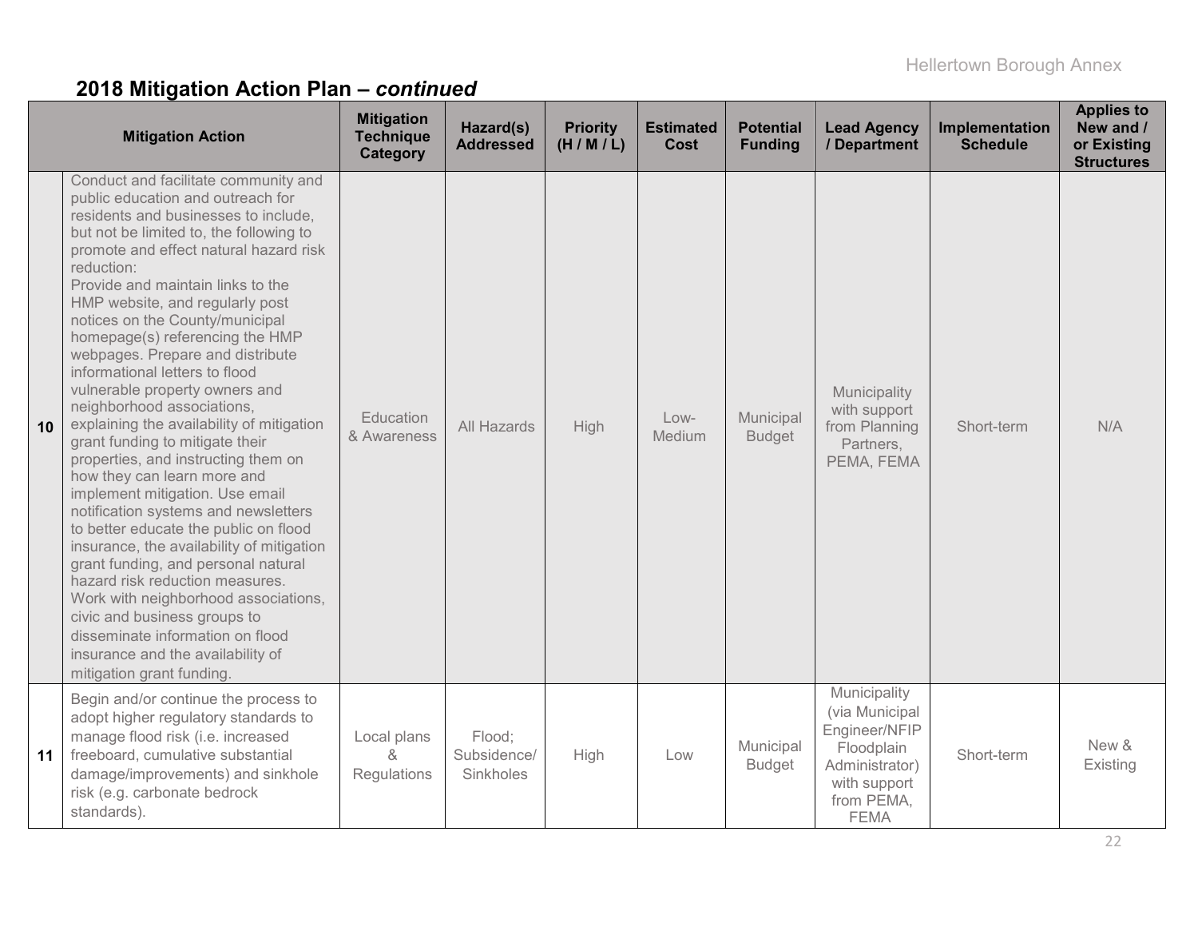## 2018 Mitigation Action Plan – *continued*

| | Mitigation Action | Mitigation Technique Category | Hazard(s) Addressed | Priority (H / M / L) | Estimated Cost | Potential Funding | Lead Agency / Department | Implementation Schedule | Applies to New and / or Existing Structures |
|---|---|---|---|---|---|---|---|---|---|
| 10 | Conduct and facilitate community and public education and outreach for residents and businesses to include, but not be limited to, the following to promote and effect natural hazard risk reduction: Provide and maintain links to the HMP website, and regularly post notices on the County/municipal homepage(s) referencing the HMP webpages. Prepare and distribute informational letters to flood vulnerable property owners and neighborhood associations, explaining the availability of mitigation grant funding to mitigate their properties, and instructing them on how they can learn more and implement mitigation. Use email notification systems and newsletters to better educate the public on flood insurance, the availability of mitigation grant funding, and personal natural hazard risk reduction measures. Work with neighborhood associations, civic and business groups to disseminate information on flood insurance and the availability of mitigation grant funding. | Education & Awareness | All Hazards | High | Low-Medium | Municipal Budget | Municipality with support from Planning Partners, PEMA, FEMA | Short-term | N/A |
| 11 | Begin and/or continue the process to adopt higher regulatory standards to manage flood risk (i.e. increased freeboard, cumulative substantial damage/improvements) and sinkhole risk (e.g. carbonate bedrock standards). | Local plans & Regulations | Flood; Subsidence/ Sinkholes | High | Low | Municipal Budget | Municipality (via Municipal Engineer/NFIP Floodplain Administrator) with support from PEMA, FEMA | Short-term | New & Existing |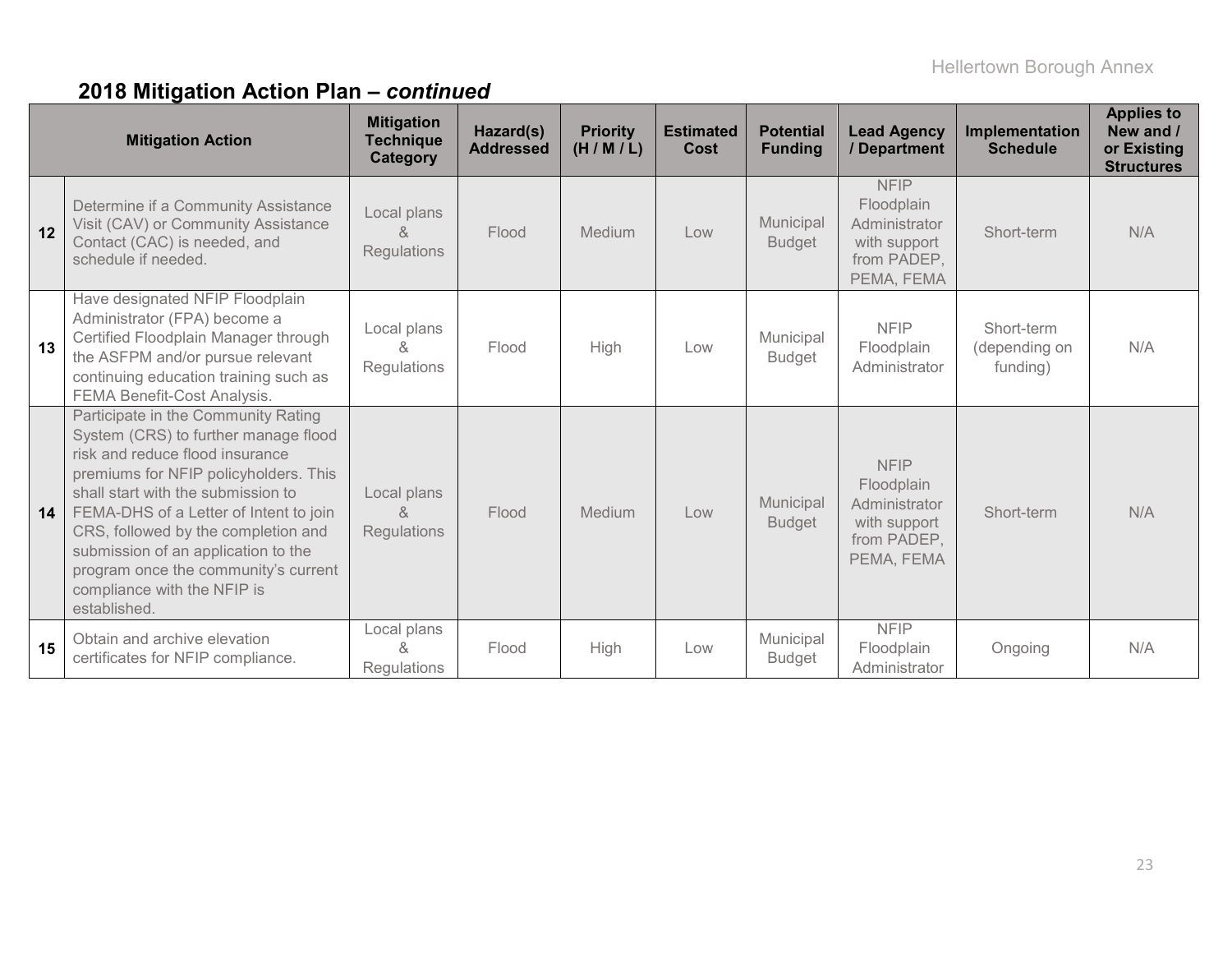## 2018 Mitigation Action Plan – *continued*

| | Mitigation Action | Mitigation Technique Category | Hazard(s) Addressed | Priority (H / M / L) | Estimated Cost | Potential Funding | Lead Agency / Department | Implementation Schedule | Applies to New and / or Existing Structures |
|---|---|---|---|---|---|---|---|---|---|
| 12 | Determine if a Community Assistance Visit (CAV) or Community Assistance Contact (CAC) is needed, and schedule if needed. | Local plans & Regulations | Flood | Medium | Low | Municipal Budget | NFIP Floodplain Administrator with support from PADEP, PEMA, FEMA | Short-term | N/A |
| 13 | Have designated NFIP Floodplain Administrator (FPA) become a Certified Floodplain Manager through the ASFPM and/or pursue relevant continuing education training such as FEMA Benefit-Cost Analysis. | Local plans & Regulations | Flood | High | Low | Municipal Budget | NFIP Floodplain Administrator | Short-term (depending on funding) | N/A |
| 14 | Participate in the Community Rating System (CRS) to further manage flood risk and reduce flood insurance premiums for NFIP policyholders. This shall start with the submission to FEMA-DHS of a Letter of Intent to join CRS, followed by the completion and submission of an application to the program once the community's current compliance with the NFIP is established. | Local plans & Regulations | Flood | Medium | Low | Municipal Budget | NFIP Floodplain Administrator with support from PADEP, PEMA, FEMA | Short-term | N/A |
| 15 | Obtain and archive elevation certificates for NFIP compliance. | Local plans & Regulations | Flood | High | Low | Municipal Budget | NFIP Floodplain Administrator | Ongoing | N/A |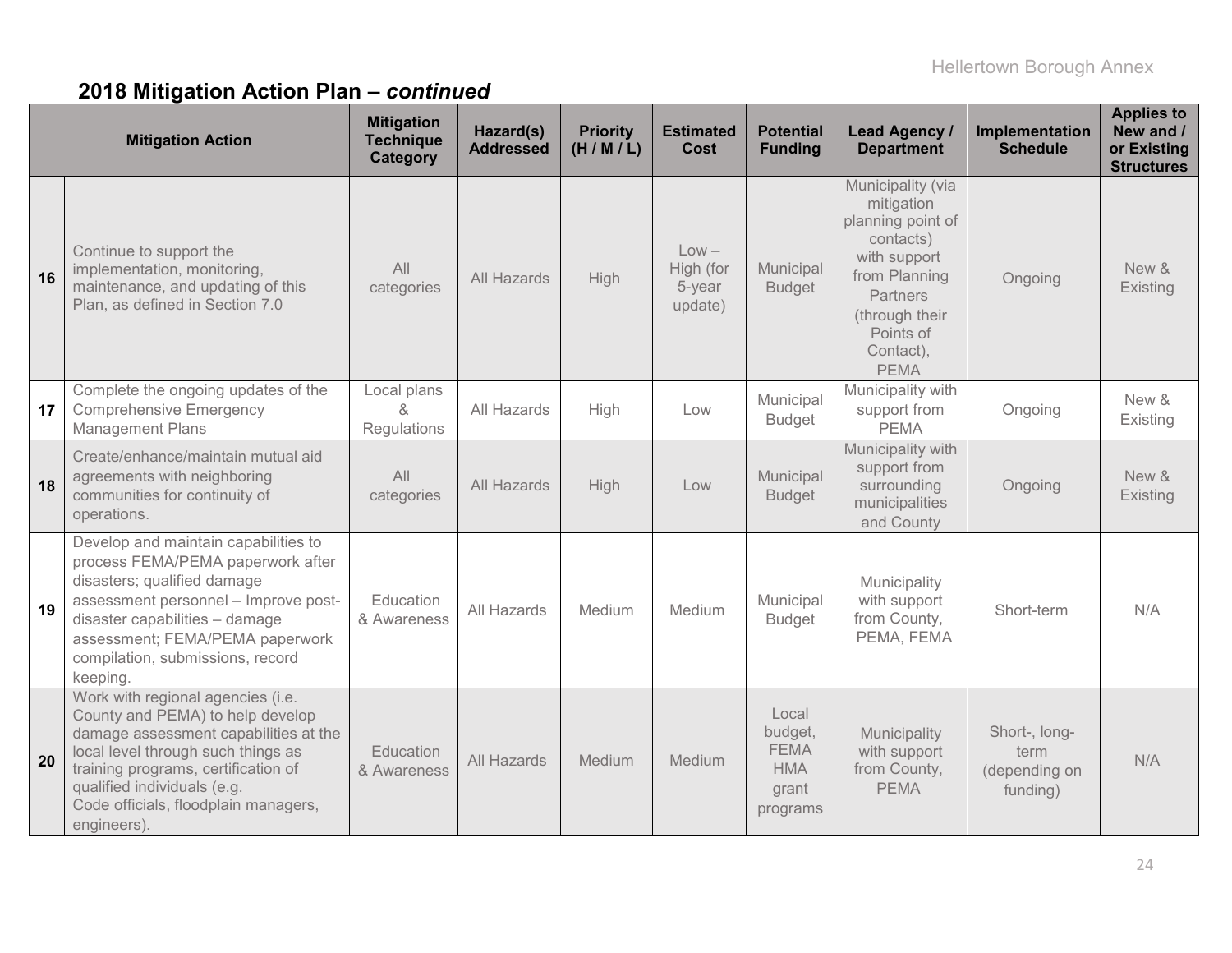## 2018 Mitigation Action Plan – *continued*

| | Mitigation Action | Mitigation Technique Category | Hazard(s) Addressed | Priority (H / M / L) | Estimated Cost | Potential Funding | Lead Agency / Department | Implementation Schedule | Applies to New and / or Existing Structures |
|---|---|---|---|---|---|---|---|---|---|
| **16** | Continue to support the implementation, monitoring, maintenance, and updating of this Plan, as defined in Section 7.0 | All categories | All Hazards | High | Low – High (for 5-year update) | Municipal Budget | Municipality (via mitigation planning point of contacts) with support from Planning Partners (through their Points of Contact), PEMA | Ongoing | New & Existing |
| **17** | Complete the ongoing updates of the Comprehensive Emergency Management Plans | Local plans & Regulations | All Hazards | High | Low | Municipal Budget | Municipality with support from PEMA | Ongoing | New & Existing |
| **18** | Create/enhance/maintain mutual aid agreements with neighboring communities for continuity of operations. | All categories | All Hazards | High | Low | Municipal Budget | Municipality with support from surrounding municipalities and County | Ongoing | New & Existing |
| **19** | Develop and maintain capabilities to process FEMA/PEMA paperwork after disasters; qualified damage assessment personnel – Improve post-disaster capabilities – damage assessment; FEMA/PEMA paperwork compilation, submissions, record keeping. | Education & Awareness | All Hazards | Medium | Medium | Municipal Budget | Municipality with support from County, PEMA, FEMA | Short-term | N/A |
| **20** | Work with regional agencies (i.e. County and PEMA) to help develop damage assessment capabilities at the local level through such things as training programs, certification of qualified individuals (e.g. Code officials, floodplain managers, engineers). | Education & Awareness | All Hazards | Medium | Medium | Local budget, FEMA HMA grant programs | Municipality with support from County, PEMA | Short-, long-term (depending on funding) | N/A |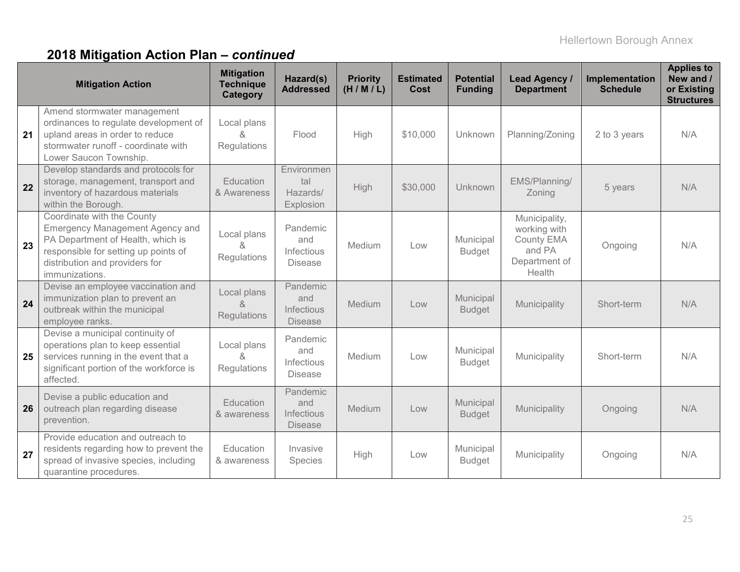## 2018 Mitigation Action Plan – *continued*

| | Mitigation Action | Mitigation Technique Category | Hazard(s) Addressed | Priority (H / M / L) | Estimated Cost | Potential Funding | Lead Agency / Department | Implementation Schedule | Applies to New and / or Existing Structures |
|---|---|---|---|---|---|---|---|---|---|
| **21** | Amend stormwater management ordinances to regulate development of upland areas in order to reduce stormwater runoff - coordinate with Lower Saucon Township. | Local plans & Regulations | Flood | High | $10,000 | Unknown | Planning/Zoning | 2 to 3 years | N/A |
| **22** | Develop standards and protocols for storage, management, transport and inventory of hazardous materials within the Borough. | Education & Awareness | Environmental Hazards/ Explosion | High | $30,000 | Unknown | EMS/Planning/ Zoning | 5 years | N/A |
| **23** | Coordinate with the County Emergency Management Agency and PA Department of Health, which is responsible for setting up points of distribution and providers for immunizations. | Local plans & Regulations | Pandemic and Infectious Disease | Medium | Low | Municipal Budget | Municipality, working with County EMA and PA Department of Health | Ongoing | N/A |
| **24** | Devise an employee vaccination and immunization plan to prevent an outbreak within the municipal employee ranks. | Local plans & Regulations | Pandemic and Infectious Disease | Medium | Low | Municipal Budget | Municipality | Short-term | N/A |
| **25** | Devise a municipal continuity of operations plan to keep essential services running in the event that a significant portion of the workforce is affected. | Local plans & Regulations | Pandemic and Infectious Disease | Medium | Low | Municipal Budget | Municipality | Short-term | N/A |
| **26** | Devise a public education and outreach plan regarding disease prevention. | Education & awareness | Pandemic and Infectious Disease | Medium | Low | Municipal Budget | Municipality | Ongoing | N/A |
| **27** | Provide education and outreach to residents regarding how to prevent the spread of invasive species, including quarantine procedures. | Education & awareness | Invasive Species | High | Low | Municipal Budget | Municipality | Ongoing | N/A |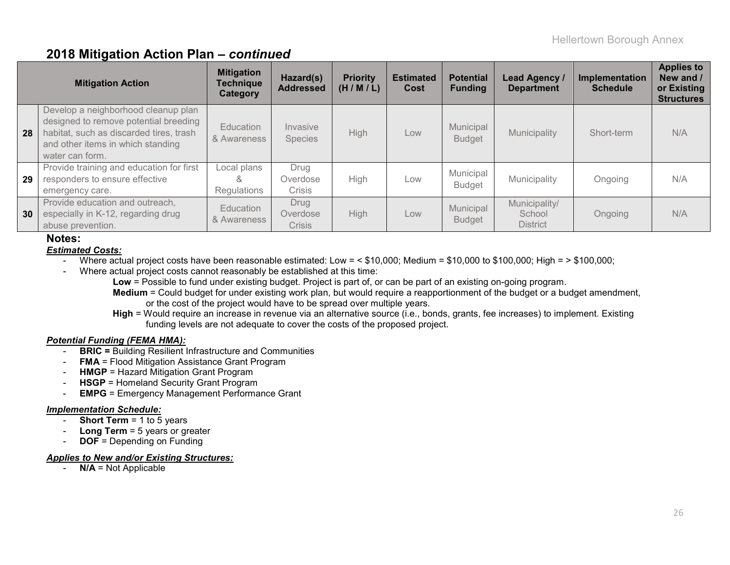## 2018 Mitigation Action Plan – *continued*

| | Mitigation Action | Mitigation Technique Category | Hazard(s) Addressed | Priority (H / M / L) | Estimated Cost | Potential Funding | Lead Agency / Department | Implementation Schedule | Applies to New and / or Existing Structures |
|---|---|---|---|---|---|---|---|---|---|
| 28 | Develop a neighborhood cleanup plan designed to remove potential breeding habitat, such as discarded tires, trash and other items in which standing water can form. | Education & Awareness | Invasive Species | High | Low | Municipal Budget | Municipality | Short-term | N/A |
| 29 | Provide training and education for first responders to ensure effective emergency care. | Local plans & Regulations | Drug Overdose Crisis | High | Low | Municipal Budget | Municipality | Ongoing | N/A |
| 30 | Provide education and outreach, especially in K-12, regarding drug abuse prevention. | Education & Awareness | Drug Overdose Crisis | High | Low | Municipal Budget | Municipality/ School District | Ongoing | N/A |

**Notes:**

***Estimated Costs:***

- Where actual project costs have been reasonable estimated: Low = < $10,000; Medium = $10,000 to $100,000; High = > $100,000;
- Where actual project costs cannot reasonably be established at this time:
  - **Low** = Possible to fund under existing budget. Project is part of, or can be part of an existing on-going program.
  - **Medium** = Could budget for under existing work plan, but would require a reapportionment of the budget or a budget amendment, or the cost of the project would have to be spread over multiple years.
  - **High** = Would require an increase in revenue via an alternative source (i.e., bonds, grants, fee increases) to implement. Existing funding levels are not adequate to cover the costs of the proposed project.

***Potential Funding (FEMA HMA):***

- **BRIC =** Building Resilient Infrastructure and Communities
- **FMA** = Flood Mitigation Assistance Grant Program
- **HMGP** = Hazard Mitigation Grant Program
- **HSGP** = Homeland Security Grant Program
- **EMPG** = Emergency Management Performance Grant

***Implementation Schedule:***

- **Short Term** = 1 to 5 years
- **Long Term** = 5 years or greater
- **DOF** = Depending on Funding

***Applies to New and/or Existing Structures:***

- **N/A** = Not Applicable